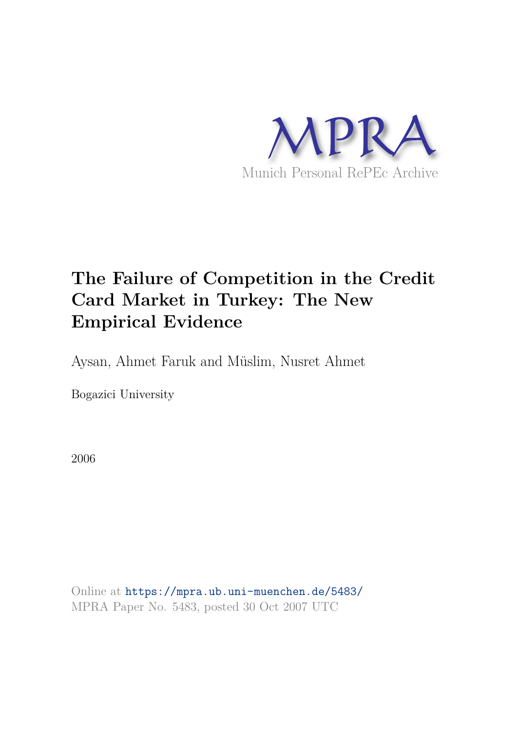MPRA

Munich Personal RePEc Archive

# The Failure of Competition in the Credit Card Market in Turkey: The New Empirical Evidence

Aysan, Ahmet Faruk and Müslim, Nusret Ahmet

Bogazici University

2006

Online at https://mpra.ub.uni-muenchen.de/5483/
MPRA Paper No. 5483, posted 30 Oct 2007 UTC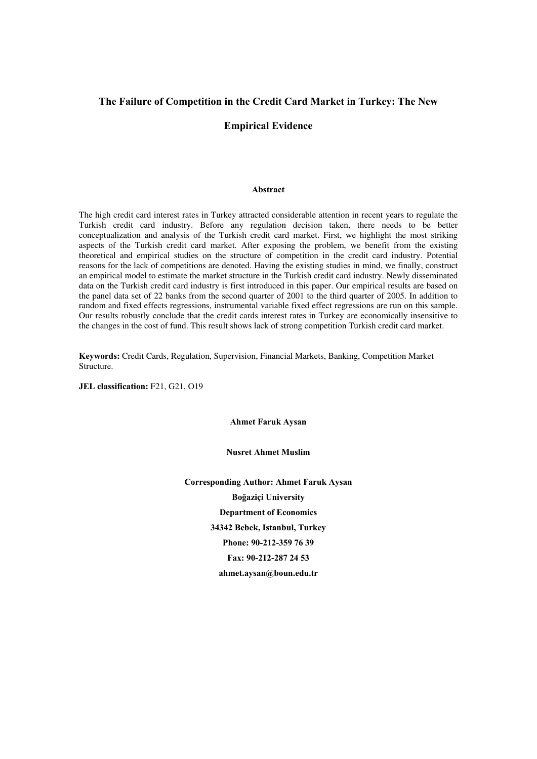# The Failure of Competition in the Credit Card Market in Turkey: The New Empirical Evidence

### Abstract

The high credit card interest rates in Turkey attracted considerable attention in recent years to regulate the Turkish credit card industry. Before any regulation decision taken, there needs to be better conceptualization and analysis of the Turkish credit card market. First, we highlight the most striking aspects of the Turkish credit card market. After exposing the problem, we benefit from the existing theoretical and empirical studies on the structure of competition in the credit card industry. Potential reasons for the lack of competitions are denoted. Having the existing studies in mind, we finally, construct an empirical model to estimate the market structure in the Turkish credit card industry. Newly disseminated data on the Turkish credit card industry is first introduced in this paper. Our empirical results are based on the panel data set of 22 banks from the second quarter of 2001 to the third quarter of 2005. In addition to random and fixed effects regressions, instrumental variable fixed effect regressions are run on this sample. Our results robustly conclude that the credit cards interest rates in Turkey are economically insensitive to the changes in the cost of fund. This result shows lack of strong competition Turkish credit card market.

**Keywords:** Credit Cards, Regulation, Supervision, Financial Markets, Banking, Competition Market Structure.

**JEL classification:** F21, G21, O19

**Ahmet Faruk Aysan**

**Nusret Ahmet Muslim**

**Corresponding Author: Ahmet Faruk Aysan**

**Boğaziçi University**

**Department of Economics**

**34342 Bebek, Istanbul, Turkey**

**Phone: 90-212-359 76 39**

**Fax: 90-212-287 24 53**

**ahmet.aysan@boun.edu.tr**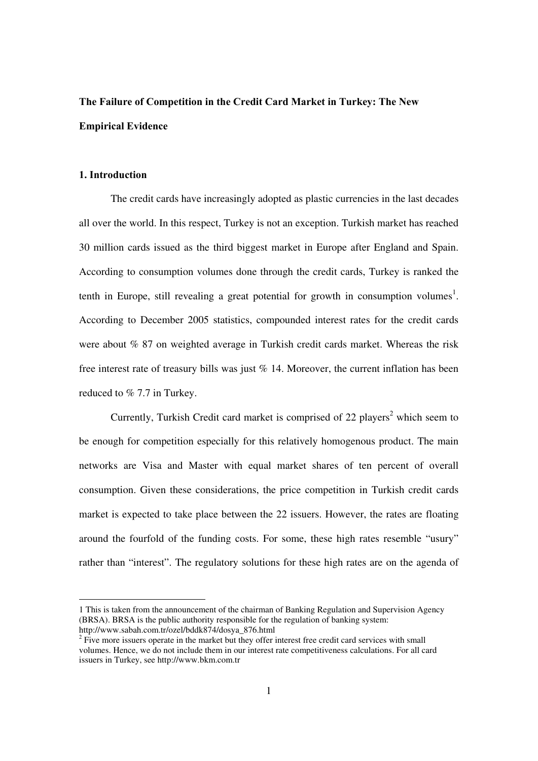**The Failure of Competition in the Credit Card Market in Turkey: The New Empirical Evidence**

**1. Introduction**

The credit cards have increasingly adopted as plastic currencies in the last decades all over the world. In this respect, Turkey is not an exception. Turkish market has reached 30 million cards issued as the third biggest market in Europe after England and Spain. According to consumption volumes done through the credit cards, Turkey is ranked the tenth in Europe, still revealing a great potential for growth in consumption volumes[1]. According to December 2005 statistics, compounded interest rates for the credit cards were about % 87 on weighted average in Turkish credit cards market. Whereas the risk free interest rate of treasury bills was just % 14. Moreover, the current inflation has been reduced to % 7.7 in Turkey.

Currently, Turkish Credit card market is comprised of 22 players[2] which seem to be enough for competition especially for this relatively homogenous product. The main networks are Visa and Master with equal market shares of ten percent of overall consumption. Given these considerations, the price competition in Turkish credit cards market is expected to take place between the 22 issuers. However, the rates are floating around the fourfold of the funding costs. For some, these high rates resemble "usury" rather than "interest". The regulatory solutions for these high rates are on the agenda of

---

1 This is taken from the announcement of the chairman of Banking Regulation and Supervision Agency (BRSA). BRSA is the public authority responsible for the regulation of banking system: http://www.sabah.com.tr/ozel/bddk874/dosya_876.html

2 Five more issuers operate in the market but they offer interest free credit card services with small volumes. Hence, we do not include them in our interest rate competitiveness calculations. For all card issuers in Turkey, see http://www.bkm.com.tr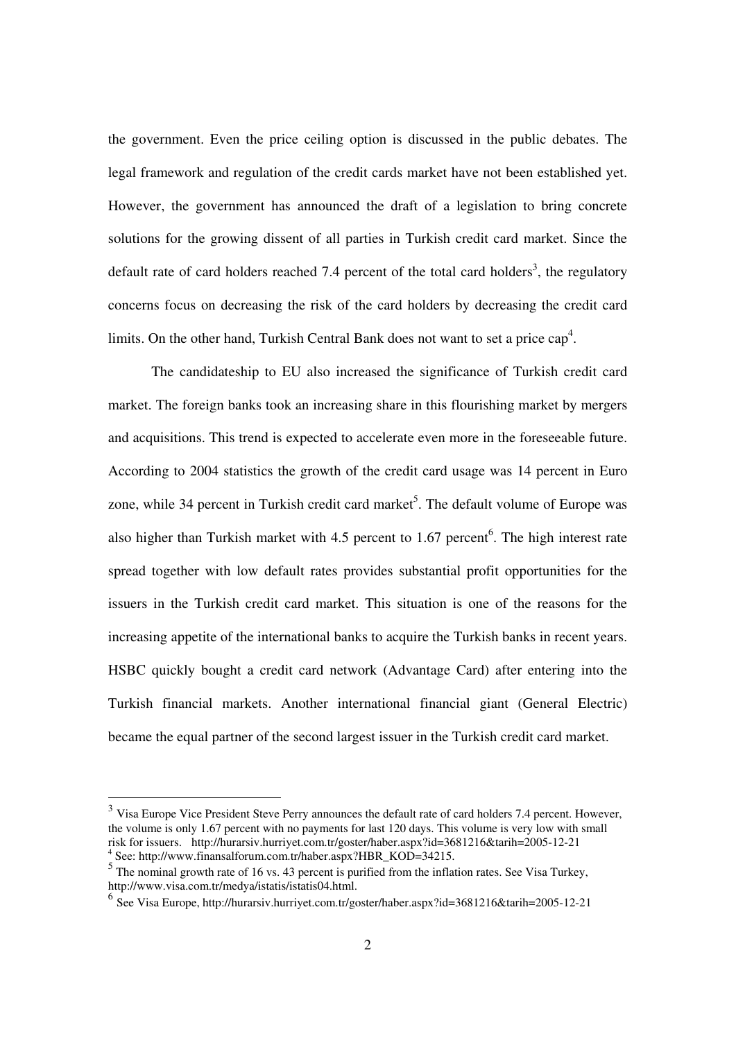the government. Even the price ceiling option is discussed in the public debates. The legal framework and regulation of the credit cards market have not been established yet. However, the government has announced the draft of a legislation to bring concrete solutions for the growing dissent of all parties in Turkish credit card market. Since the default rate of card holders reached 7.4 percent of the total card holders[3], the regulatory concerns focus on decreasing the risk of the card holders by decreasing the credit card limits. On the other hand, Turkish Central Bank does not want to set a price cap[4].

The candidateship to EU also increased the significance of Turkish credit card market. The foreign banks took an increasing share in this flourishing market by mergers and acquisitions. This trend is expected to accelerate even more in the foreseeable future. According to 2004 statistics the growth of the credit card usage was 14 percent in Euro zone, while 34 percent in Turkish credit card market[5]. The default volume of Europe was also higher than Turkish market with 4.5 percent to 1.67 percent[6]. The high interest rate spread together with low default rates provides substantial profit opportunities for the issuers in the Turkish credit card market. This situation is one of the reasons for the increasing appetite of the international banks to acquire the Turkish banks in recent years. HSBC quickly bought a credit card network (Advantage Card) after entering into the Turkish financial markets. Another international financial giant (General Electric) became the equal partner of the second largest issuer in the Turkish credit card market.

---

[3] Visa Europe Vice President Steve Perry announces the default rate of card holders 7.4 percent. However, the volume is only 1.67 percent with no payments for last 120 days. This volume is very low with small risk for issuers. http://hurarsiv.hurriyet.com.tr/goster/haber.aspx?id=3681216&tarih=2005-12-21

[4] See: http://www.finansalforum.com.tr/haber.aspx?HBR_KOD=34215.

[5] The nominal growth rate of 16 vs. 43 percent is purified from the inflation rates. See Visa Turkey, http://www.visa.com.tr/medya/istatis/istatis04.html.

[6] See Visa Europe, http://hurarsiv.hurriyet.com.tr/goster/haber.aspx?id=3681216&tarih=2005-12-21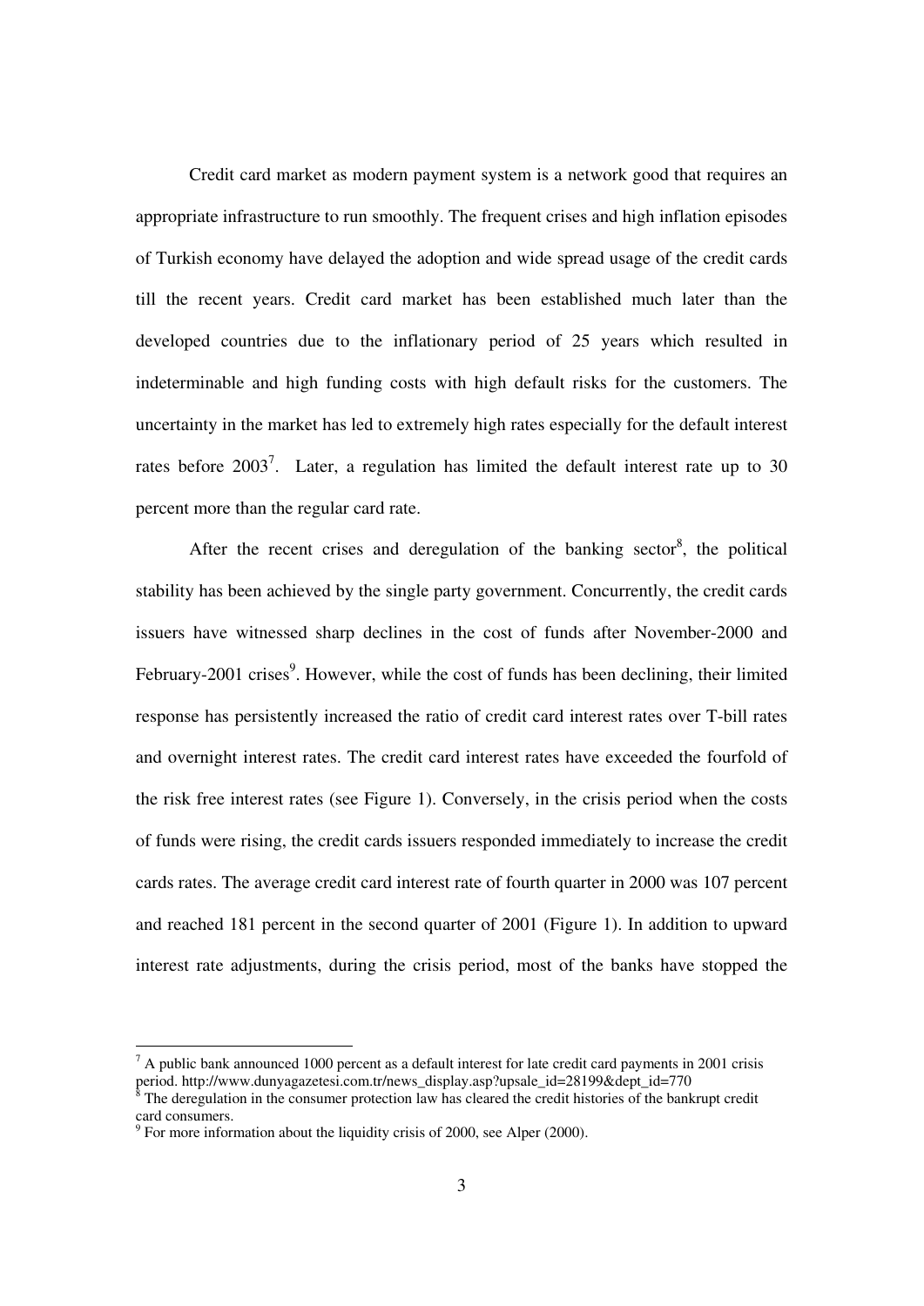Credit card market as modern payment system is a network good that requires an appropriate infrastructure to run smoothly. The frequent crises and high inflation episodes of Turkish economy have delayed the adoption and wide spread usage of the credit cards till the recent years. Credit card market has been established much later than the developed countries due to the inflationary period of 25 years which resulted in indeterminable and high funding costs with high default risks for the customers. The uncertainty in the market has led to extremely high rates especially for the default interest rates before 2003[7]. Later, a regulation has limited the default interest rate up to 30 percent more than the regular card rate.

After the recent crises and deregulation of the banking sector[8], the political stability has been achieved by the single party government. Concurrently, the credit cards issuers have witnessed sharp declines in the cost of funds after November-2000 and February-2001 crises[9]. However, while the cost of funds has been declining, their limited response has persistently increased the ratio of credit card interest rates over T-bill rates and overnight interest rates. The credit card interest rates have exceeded the fourfold of the risk free interest rates (see Figure 1). Conversely, in the crisis period when the costs of funds were rising, the credit cards issuers responded immediately to increase the credit cards rates. The average credit card interest rate of fourth quarter in 2000 was 107 percent and reached 181 percent in the second quarter of 2001 (Figure 1). In addition to upward interest rate adjustments, during the crisis period, most of the banks have stopped the

---

[7] A public bank announced 1000 percent as a default interest for late credit card payments in 2001 crisis period. http://www.dunyagazetesi.com.tr/news_display.asp?upsale_id=28199&dept_id=770

[8] The deregulation in the consumer protection law has cleared the credit histories of the bankrupt credit card consumers.

[9] For more information about the liquidity crisis of 2000, see Alper (2000).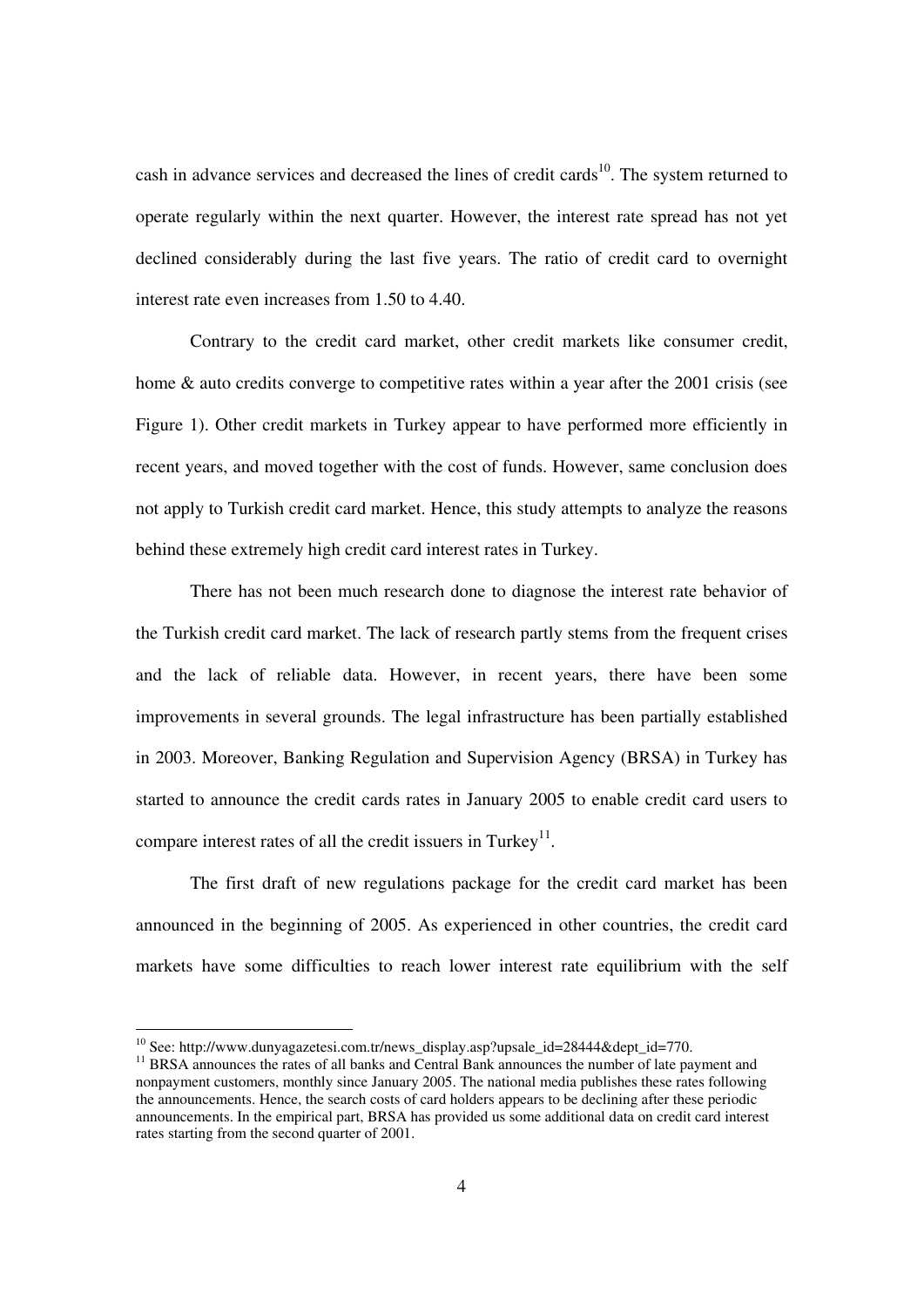cash in advance services and decreased the lines of credit cards[10]. The system returned to operate regularly within the next quarter. However, the interest rate spread has not yet declined considerably during the last five years. The ratio of credit card to overnight interest rate even increases from 1.50 to 4.40.

Contrary to the credit card market, other credit markets like consumer credit, home & auto credits converge to competitive rates within a year after the 2001 crisis (see Figure 1). Other credit markets in Turkey appear to have performed more efficiently in recent years, and moved together with the cost of funds. However, same conclusion does not apply to Turkish credit card market. Hence, this study attempts to analyze the reasons behind these extremely high credit card interest rates in Turkey.

There has not been much research done to diagnose the interest rate behavior of the Turkish credit card market. The lack of research partly stems from the frequent crises and the lack of reliable data. However, in recent years, there have been some improvements in several grounds. The legal infrastructure has been partially established in 2003. Moreover, Banking Regulation and Supervision Agency (BRSA) in Turkey has started to announce the credit cards rates in January 2005 to enable credit card users to compare interest rates of all the credit issuers in Turkey[11].

The first draft of new regulations package for the credit card market has been announced in the beginning of 2005. As experienced in other countries, the credit card markets have some difficulties to reach lower interest rate equilibrium with the self

---

[10] See: http://www.dunyagazetesi.com.tr/news_display.asp?upsale_id=28444&dept_id=770.

[11] BRSA announces the rates of all banks and Central Bank announces the number of late payment and nonpayment customers, monthly since January 2005. The national media publishes these rates following the announcements. Hence, the search costs of card holders appears to be declining after these periodic announcements. In the empirical part, BRSA has provided us some additional data on credit card interest rates starting from the second quarter of 2001.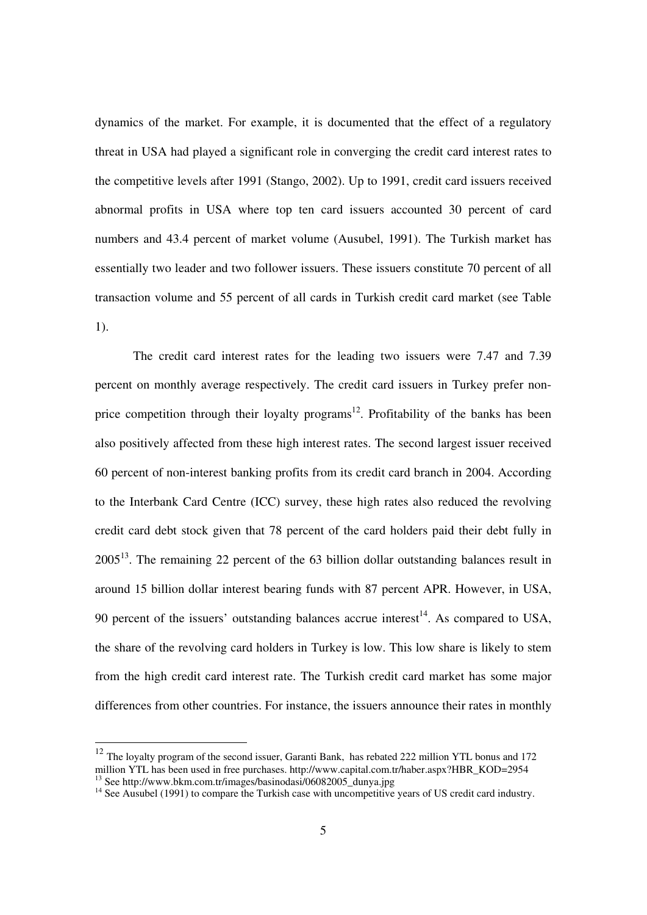dynamics of the market. For example, it is documented that the effect of a regulatory threat in USA had played a significant role in converging the credit card interest rates to the competitive levels after 1991 (Stango, 2002). Up to 1991, credit card issuers received abnormal profits in USA where top ten card issuers accounted 30 percent of card numbers and 43.4 percent of market volume (Ausubel, 1991). The Turkish market has essentially two leader and two follower issuers. These issuers constitute 70 percent of all transaction volume and 55 percent of all cards in Turkish credit card market (see Table 1).

The credit card interest rates for the leading two issuers were 7.47 and 7.39 percent on monthly average respectively. The credit card issuers in Turkey prefer non-price competition through their loyalty programs[12]. Profitability of the banks has been also positively affected from these high interest rates. The second largest issuer received 60 percent of non-interest banking profits from its credit card branch in 2004. According to the Interbank Card Centre (ICC) survey, these high rates also reduced the revolving credit card debt stock given that 78 percent of the card holders paid their debt fully in 2005[13]. The remaining 22 percent of the 63 billion dollar outstanding balances result in around 15 billion dollar interest bearing funds with 87 percent APR. However, in USA, 90 percent of the issuers' outstanding balances accrue interest[14]. As compared to USA, the share of the revolving card holders in Turkey is low. This low share is likely to stem from the high credit card interest rate. The Turkish credit card market has some major differences from other countries. For instance, the issuers announce their rates in monthly

---

[12] The loyalty program of the second issuer, Garanti Bank, has rebated 222 million YTL bonus and 172 million YTL has been used in free purchases. http://www.capital.com.tr/haber.aspx?HBR_KOD=2954

[13] See http://www.bkm.com.tr/images/basinodasi/06082005_dunya.jpg

[14] See Ausubel (1991) to compare the Turkish case with uncompetitive years of US credit card industry.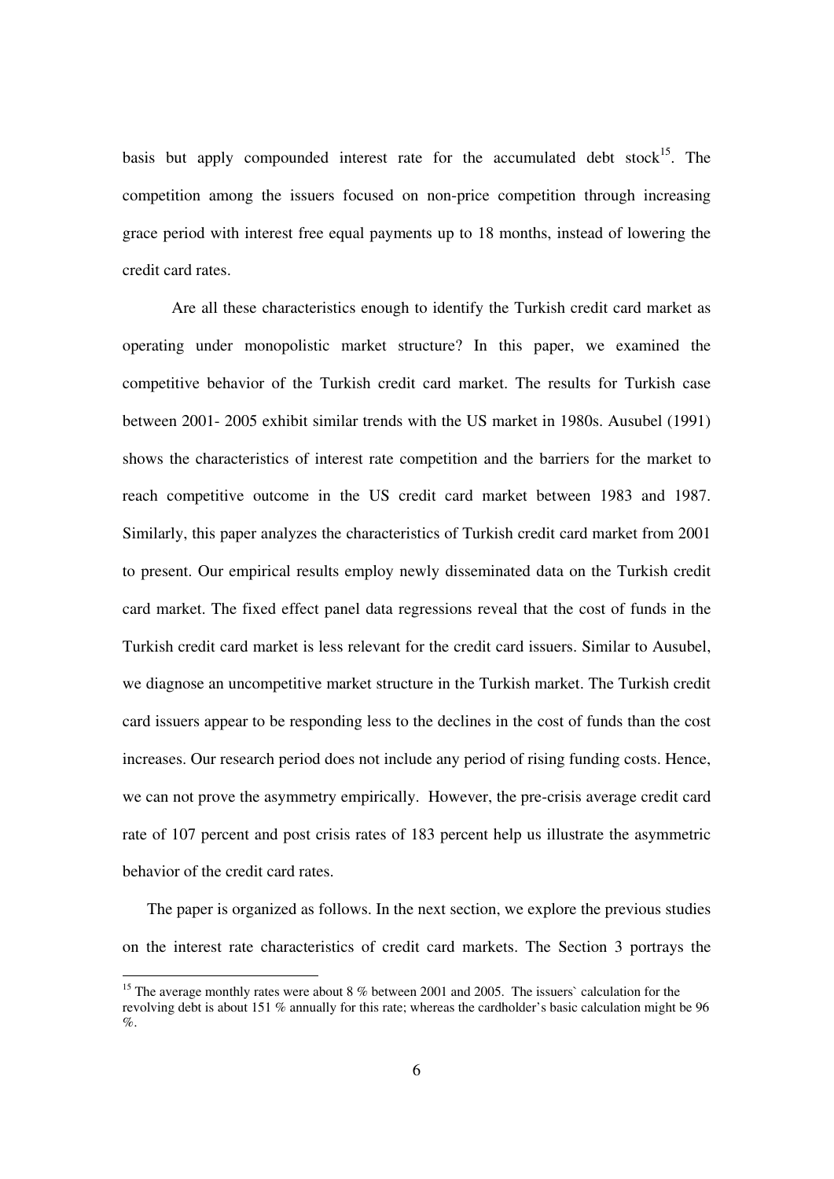basis but apply compounded interest rate for the accumulated debt stock[15]. The competition among the issuers focused on non-price competition through increasing grace period with interest free equal payments up to 18 months, instead of lowering the credit card rates.

Are all these characteristics enough to identify the Turkish credit card market as operating under monopolistic market structure? In this paper, we examined the competitive behavior of the Turkish credit card market. The results for Turkish case between 2001- 2005 exhibit similar trends with the US market in 1980s. Ausubel (1991) shows the characteristics of interest rate competition and the barriers for the market to reach competitive outcome in the US credit card market between 1983 and 1987. Similarly, this paper analyzes the characteristics of Turkish credit card market from 2001 to present. Our empirical results employ newly disseminated data on the Turkish credit card market. The fixed effect panel data regressions reveal that the cost of funds in the Turkish credit card market is less relevant for the credit card issuers. Similar to Ausubel, we diagnose an uncompetitive market structure in the Turkish market. The Turkish credit card issuers appear to be responding less to the declines in the cost of funds than the cost increases. Our research period does not include any period of rising funding costs. Hence, we can not prove the asymmetry empirically. However, the pre-crisis average credit card rate of 107 percent and post crisis rates of 183 percent help us illustrate the asymmetric behavior of the credit card rates.

The paper is organized as follows. In the next section, we explore the previous studies on the interest rate characteristics of credit card markets. The Section 3 portrays the

[15] The average monthly rates were about 8 % between 2001 and 2005. The issuers` calculation for the revolving debt is about 151 % annually for this rate; whereas the cardholder's basic calculation might be 96 %.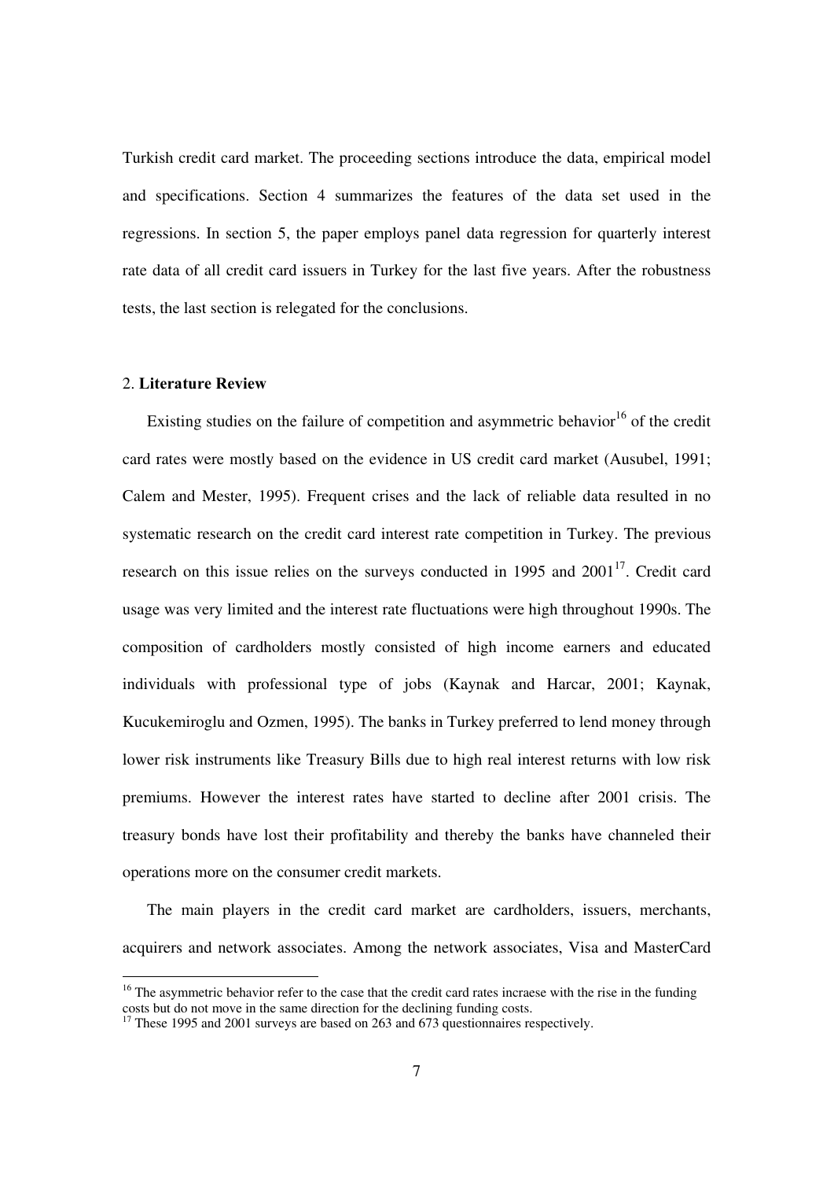Turkish credit card market. The proceeding sections introduce the data, empirical model and specifications. Section 4 summarizes the features of the data set used in the regressions. In section 5, the paper employs panel data regression for quarterly interest rate data of all credit card issuers in Turkey for the last five years. After the robustness tests, the last section is relegated for the conclusions.

## 2. **Literature Review**

Existing studies on the failure of competition and asymmetric behavior[16] of the credit card rates were mostly based on the evidence in US credit card market (Ausubel, 1991; Calem and Mester, 1995). Frequent crises and the lack of reliable data resulted in no systematic research on the credit card interest rate competition in Turkey. The previous research on this issue relies on the surveys conducted in 1995 and 2001[17]. Credit card usage was very limited and the interest rate fluctuations were high throughout 1990s. The composition of cardholders mostly consisted of high income earners and educated individuals with professional type of jobs (Kaynak and Harcar, 2001; Kaynak, Kucukemiroglu and Ozmen, 1995). The banks in Turkey preferred to lend money through lower risk instruments like Treasury Bills due to high real interest returns with low risk premiums. However the interest rates have started to decline after 2001 crisis. The treasury bonds have lost their profitability and thereby the banks have channeled their operations more on the consumer credit markets.

The main players in the credit card market are cardholders, issuers, merchants, acquirers and network associates. Among the network associates, Visa and MasterCard

[16] The asymmetric behavior refer to the case that the credit card rates incraese with the rise in the funding costs but do not move in the same direction for the declining funding costs.

[17] These 1995 and 2001 surveys are based on 263 and 673 questionnaires respectively.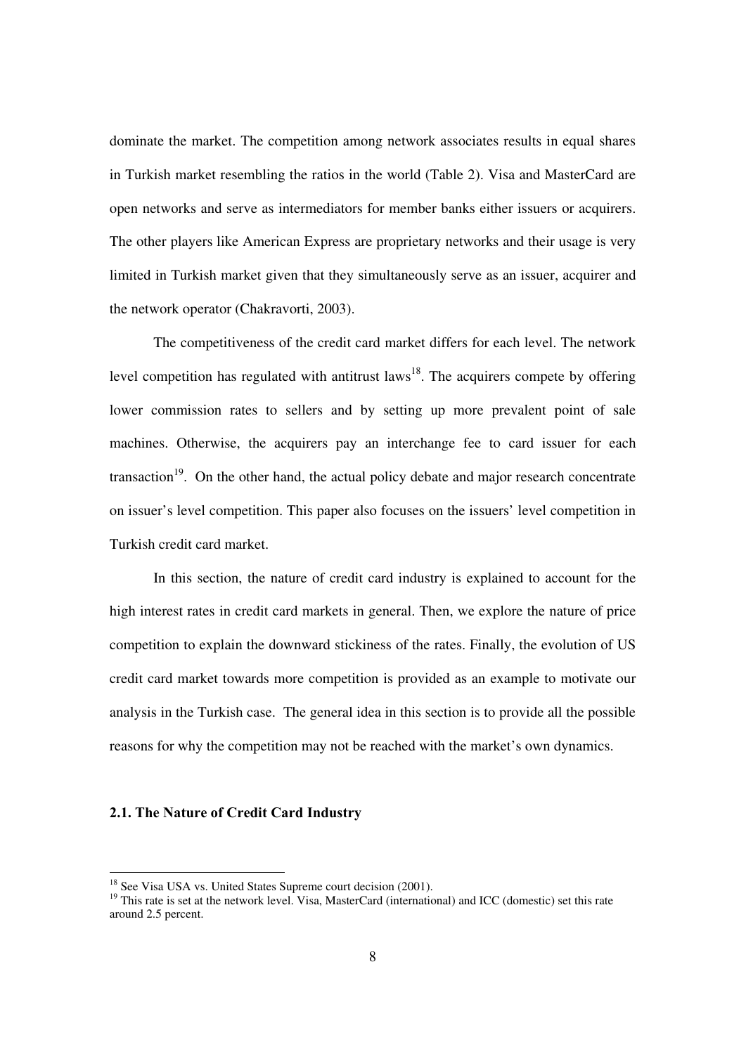dominate the market. The competition among network associates results in equal shares in Turkish market resembling the ratios in the world (Table 2). Visa and MasterCard are open networks and serve as intermediators for member banks either issuers or acquirers. The other players like American Express are proprietary networks and their usage is very limited in Turkish market given that they simultaneously serve as an issuer, acquirer and the network operator (Chakravorti, 2003).

The competitiveness of the credit card market differs for each level. The network level competition has regulated with antitrust laws[18]. The acquirers compete by offering lower commission rates to sellers and by setting up more prevalent point of sale machines. Otherwise, the acquirers pay an interchange fee to card issuer for each transaction[19]. On the other hand, the actual policy debate and major research concentrate on issuer's level competition. This paper also focuses on the issuers' level competition in Turkish credit card market.

In this section, the nature of credit card industry is explained to account for the high interest rates in credit card markets in general. Then, we explore the nature of price competition to explain the downward stickiness of the rates. Finally, the evolution of US credit card market towards more competition is provided as an example to motivate our analysis in the Turkish case. The general idea in this section is to provide all the possible reasons for why the competition may not be reached with the market's own dynamics.

### 2.1. The Nature of Credit Card Industry

---

[18] See Visa USA vs. United States Supreme court decision (2001).

[19] This rate is set at the network level. Visa, MasterCard (international) and ICC (domestic) set this rate around 2.5 percent.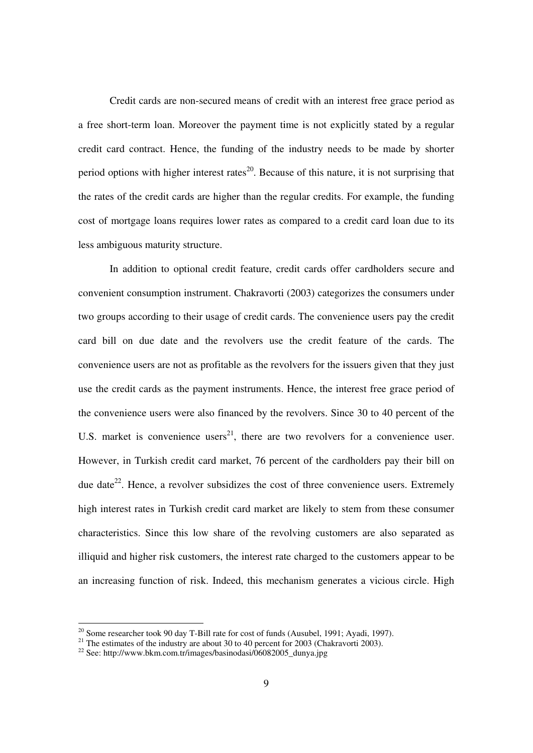Credit cards are non-secured means of credit with an interest free grace period as a free short-term loan. Moreover the payment time is not explicitly stated by a regular credit card contract. Hence, the funding of the industry needs to be made by shorter period options with higher interest rates[20]. Because of this nature, it is not surprising that the rates of the credit cards are higher than the regular credits. For example, the funding cost of mortgage loans requires lower rates as compared to a credit card loan due to its less ambiguous maturity structure.

In addition to optional credit feature, credit cards offer cardholders secure and convenient consumption instrument. Chakravorti (2003) categorizes the consumers under two groups according to their usage of credit cards. The convenience users pay the credit card bill on due date and the revolvers use the credit feature of the cards. The convenience users are not as profitable as the revolvers for the issuers given that they just use the credit cards as the payment instruments. Hence, the interest free grace period of the convenience users were also financed by the revolvers. Since 30 to 40 percent of the U.S. market is convenience users[21], there are two revolvers for a convenience user. However, in Turkish credit card market, 76 percent of the cardholders pay their bill on due date[22]. Hence, a revolver subsidizes the cost of three convenience users. Extremely high interest rates in Turkish credit card market are likely to stem from these consumer characteristics. Since this low share of the revolving customers are also separated as illiquid and higher risk customers, the interest rate charged to the customers appear to be an increasing function of risk. Indeed, this mechanism generates a vicious circle. High

---

[20] Some researcher took 90 day T-Bill rate for cost of funds (Ausubel, 1991; Ayadi, 1997).

[21] The estimates of the industry are about 30 to 40 percent for 2003 (Chakravorti 2003).

[22] See: http://www.bkm.com.tr/images/basinodasi/06082005_dunya.jpg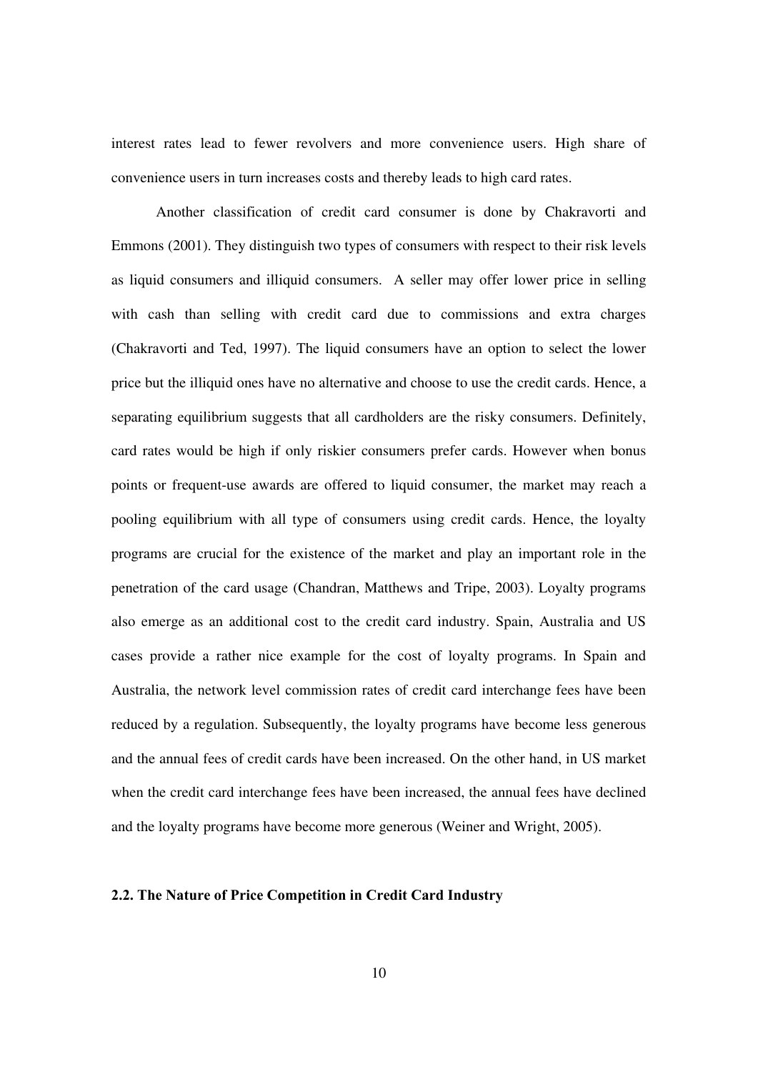interest rates lead to fewer revolvers and more convenience users. High share of convenience users in turn increases costs and thereby leads to high card rates.

Another classification of credit card consumer is done by Chakravorti and Emmons (2001). They distinguish two types of consumers with respect to their risk levels as liquid consumers and illiquid consumers. A seller may offer lower price in selling with cash than selling with credit card due to commissions and extra charges (Chakravorti and Ted, 1997). The liquid consumers have an option to select the lower price but the illiquid ones have no alternative and choose to use the credit cards. Hence, a separating equilibrium suggests that all cardholders are the risky consumers. Definitely, card rates would be high if only riskier consumers prefer cards. However when bonus points or frequent-use awards are offered to liquid consumer, the market may reach a pooling equilibrium with all type of consumers using credit cards. Hence, the loyalty programs are crucial for the existence of the market and play an important role in the penetration of the card usage (Chandran, Matthews and Tripe, 2003). Loyalty programs also emerge as an additional cost to the credit card industry. Spain, Australia and US cases provide a rather nice example for the cost of loyalty programs. In Spain and Australia, the network level commission rates of credit card interchange fees have been reduced by a regulation. Subsequently, the loyalty programs have become less generous and the annual fees of credit cards have been increased. On the other hand, in US market when the credit card interchange fees have been increased, the annual fees have declined and the loyalty programs have become more generous (Weiner and Wright, 2005).

## 2.2. The Nature of Price Competition in Credit Card Industry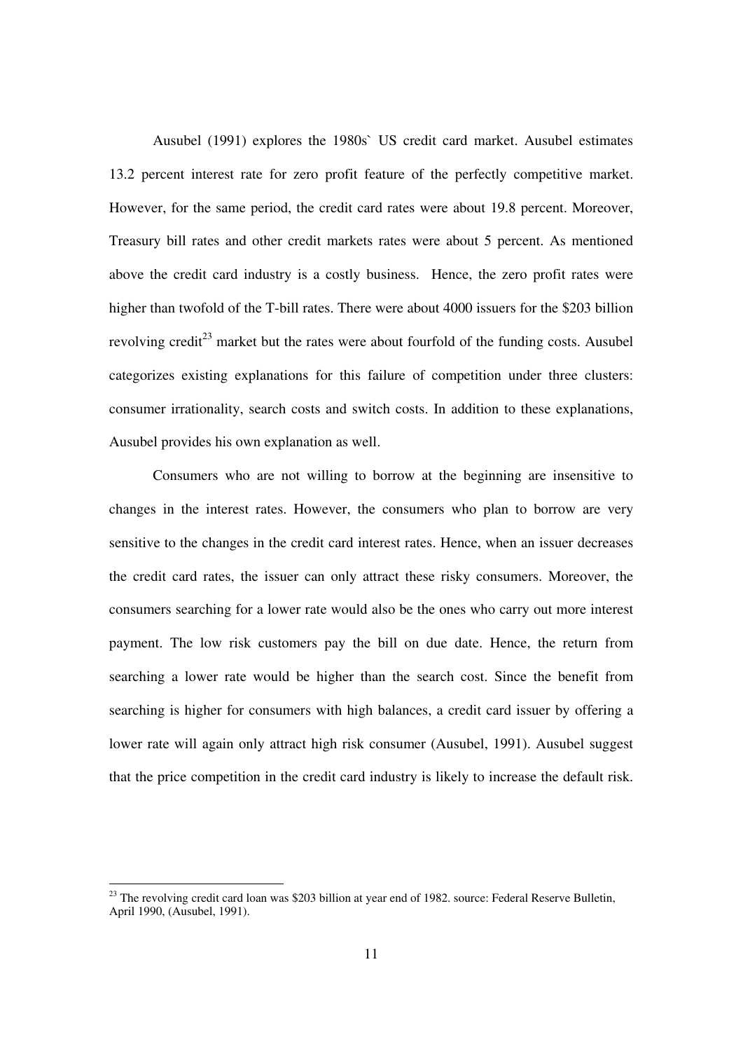Ausubel (1991) explores the 1980s` US credit card market. Ausubel estimates 13.2 percent interest rate for zero profit feature of the perfectly competitive market. However, for the same period, the credit card rates were about 19.8 percent. Moreover, Treasury bill rates and other credit markets rates were about 5 percent. As mentioned above the credit card industry is a costly business. Hence, the zero profit rates were higher than twofold of the T-bill rates. There were about 4000 issuers for the $203 billion revolving credit[23] market but the rates were about fourfold of the funding costs. Ausubel categorizes existing explanations for this failure of competition under three clusters: consumer irrationality, search costs and switch costs. In addition to these explanations, Ausubel provides his own explanation as well.

Consumers who are not willing to borrow at the beginning are insensitive to changes in the interest rates. However, the consumers who plan to borrow are very sensitive to the changes in the credit card interest rates. Hence, when an issuer decreases the credit card rates, the issuer can only attract these risky consumers. Moreover, the consumers searching for a lower rate would also be the ones who carry out more interest payment. The low risk customers pay the bill on due date. Hence, the return from searching a lower rate would be higher than the search cost. Since the benefit from searching is higher for consumers with high balances, a credit card issuer by offering a lower rate will again only attract high risk consumer (Ausubel, 1991). Ausubel suggest that the price competition in the credit card industry is likely to increase the default risk.

[23] The revolving credit card loan was $203 billion at year end of 1982. source: Federal Reserve Bulletin, April 1990, (Ausubel, 1991).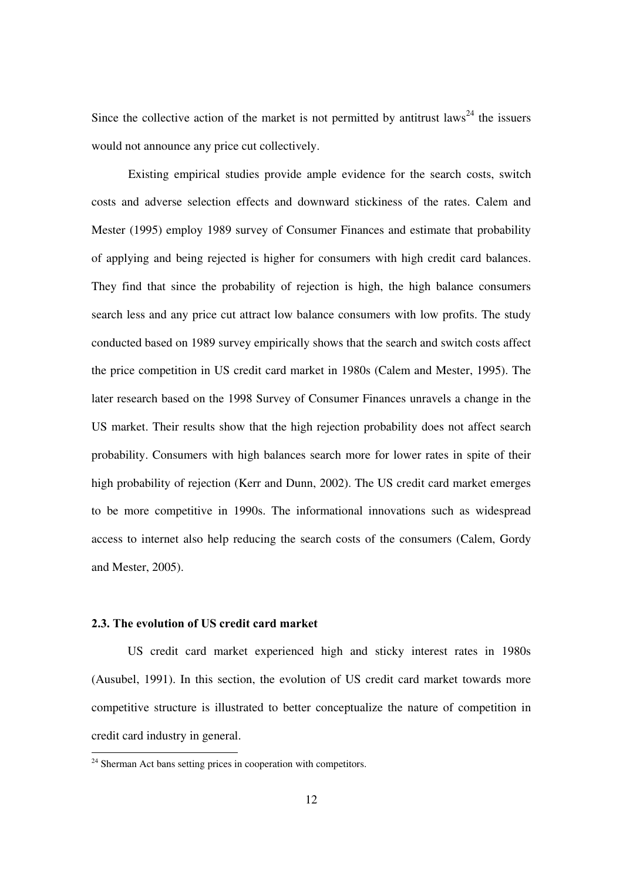Since the collective action of the market is not permitted by antitrust laws[24] the issuers would not announce any price cut collectively.

Existing empirical studies provide ample evidence for the search costs, switch costs and adverse selection effects and downward stickiness of the rates. Calem and Mester (1995) employ 1989 survey of Consumer Finances and estimate that probability of applying and being rejected is higher for consumers with high credit card balances. They find that since the probability of rejection is high, the high balance consumers search less and any price cut attract low balance consumers with low profits. The study conducted based on 1989 survey empirically shows that the search and switch costs affect the price competition in US credit card market in 1980s (Calem and Mester, 1995). The later research based on the 1998 Survey of Consumer Finances unravels a change in the US market. Their results show that the high rejection probability does not affect search probability. Consumers with high balances search more for lower rates in spite of their high probability of rejection (Kerr and Dunn, 2002). The US credit card market emerges to be more competitive in 1990s. The informational innovations such as widespread access to internet also help reducing the search costs of the consumers (Calem, Gordy and Mester, 2005).

### 2.3. The evolution of US credit card market

US credit card market experienced high and sticky interest rates in 1980s (Ausubel, 1991). In this section, the evolution of US credit card market towards more competitive structure is illustrated to better conceptualize the nature of competition in credit card industry in general.

[24] Sherman Act bans setting prices in cooperation with competitors.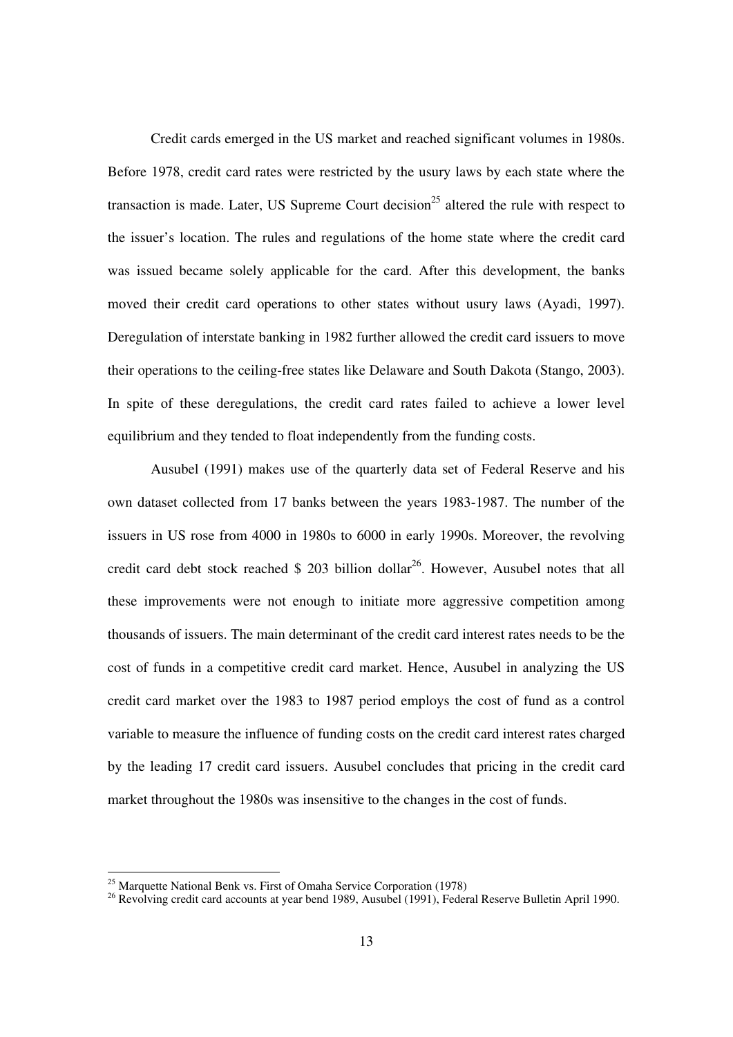Credit cards emerged in the US market and reached significant volumes in 1980s. Before 1978, credit card rates were restricted by the usury laws by each state where the transaction is made. Later, US Supreme Court decision[25] altered the rule with respect to the issuer's location. The rules and regulations of the home state where the credit card was issued became solely applicable for the card. After this development, the banks moved their credit card operations to other states without usury laws (Ayadi, 1997). Deregulation of interstate banking in 1982 further allowed the credit card issuers to move their operations to the ceiling-free states like Delaware and South Dakota (Stango, 2003). In spite of these deregulations, the credit card rates failed to achieve a lower level equilibrium and they tended to float independently from the funding costs.

Ausubel (1991) makes use of the quarterly data set of Federal Reserve and his own dataset collected from 17 banks between the years 1983-1987. The number of the issuers in US rose from 4000 in 1980s to 6000 in early 1990s. Moreover, the revolving credit card debt stock reached $ 203 billion dollar[26]. However, Ausubel notes that all these improvements were not enough to initiate more aggressive competition among thousands of issuers. The main determinant of the credit card interest rates needs to be the cost of funds in a competitive credit card market. Hence, Ausubel in analyzing the US credit card market over the 1983 to 1987 period employs the cost of fund as a control variable to measure the influence of funding costs on the credit card interest rates charged by the leading 17 credit card issuers. Ausubel concludes that pricing in the credit card market throughout the 1980s was insensitive to the changes in the cost of funds.

---

[25] Marquette National Benk vs. First of Omaha Service Corporation (1978)

[26] Revolving credit card accounts at year bend 1989, Ausubel (1991), Federal Reserve Bulletin April 1990.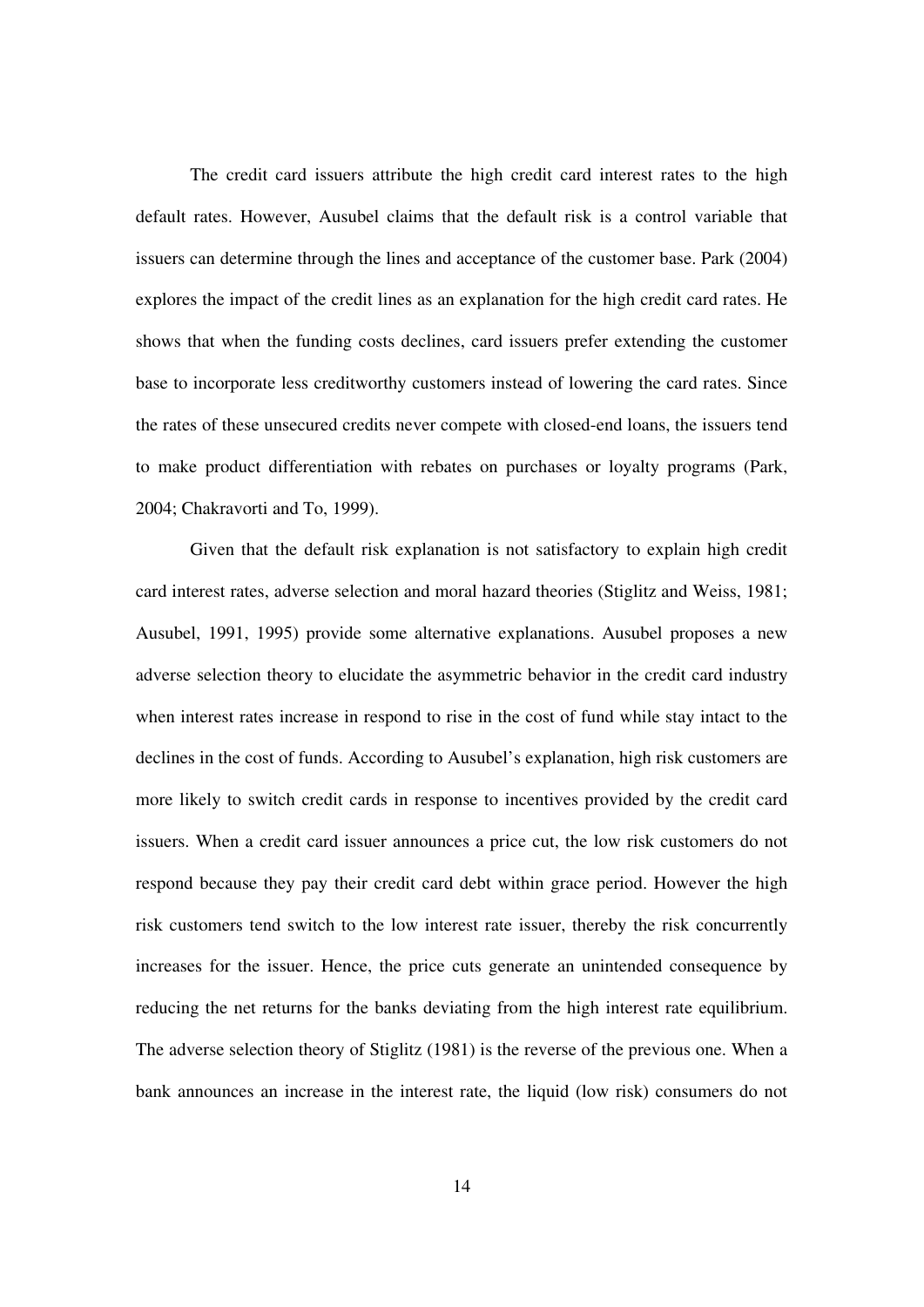The credit card issuers attribute the high credit card interest rates to the high default rates. However, Ausubel claims that the default risk is a control variable that issuers can determine through the lines and acceptance of the customer base. Park (2004) explores the impact of the credit lines as an explanation for the high credit card rates. He shows that when the funding costs declines, card issuers prefer extending the customer base to incorporate less creditworthy customers instead of lowering the card rates. Since the rates of these unsecured credits never compete with closed-end loans, the issuers tend to make product differentiation with rebates on purchases or loyalty programs (Park, 2004; Chakravorti and To, 1999).

Given that the default risk explanation is not satisfactory to explain high credit card interest rates, adverse selection and moral hazard theories (Stiglitz and Weiss, 1981; Ausubel, 1991, 1995) provide some alternative explanations. Ausubel proposes a new adverse selection theory to elucidate the asymmetric behavior in the credit card industry when interest rates increase in respond to rise in the cost of fund while stay intact to the declines in the cost of funds. According to Ausubel's explanation, high risk customers are more likely to switch credit cards in response to incentives provided by the credit card issuers. When a credit card issuer announces a price cut, the low risk customers do not respond because they pay their credit card debt within grace period. However the high risk customers tend switch to the low interest rate issuer, thereby the risk concurrently increases for the issuer. Hence, the price cuts generate an unintended consequence by reducing the net returns for the banks deviating from the high interest rate equilibrium. The adverse selection theory of Stiglitz (1981) is the reverse of the previous one. When a bank announces an increase in the interest rate, the liquid (low risk) consumers do not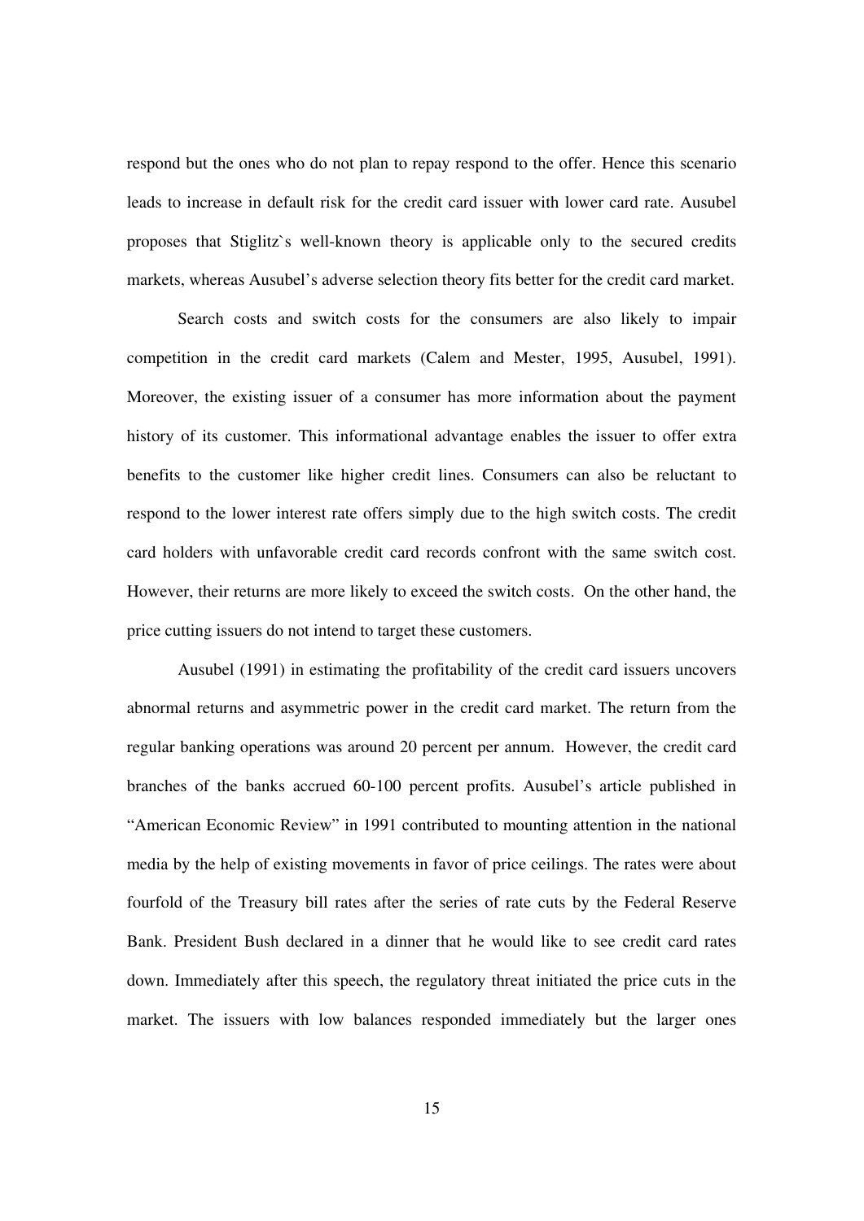respond but the ones who do not plan to repay respond to the offer. Hence this scenario leads to increase in default risk for the credit card issuer with lower card rate. Ausubel proposes that Stiglitz`s well-known theory is applicable only to the secured credits markets, whereas Ausubel's adverse selection theory fits better for the credit card market.

Search costs and switch costs for the consumers are also likely to impair competition in the credit card markets (Calem and Mester, 1995, Ausubel, 1991). Moreover, the existing issuer of a consumer has more information about the payment history of its customer. This informational advantage enables the issuer to offer extra benefits to the customer like higher credit lines. Consumers can also be reluctant to respond to the lower interest rate offers simply due to the high switch costs. The credit card holders with unfavorable credit card records confront with the same switch cost. However, their returns are more likely to exceed the switch costs. On the other hand, the price cutting issuers do not intend to target these customers.

Ausubel (1991) in estimating the profitability of the credit card issuers uncovers abnormal returns and asymmetric power in the credit card market. The return from the regular banking operations was around 20 percent per annum. However, the credit card branches of the banks accrued 60-100 percent profits. Ausubel's article published in "American Economic Review" in 1991 contributed to mounting attention in the national media by the help of existing movements in favor of price ceilings. The rates were about fourfold of the Treasury bill rates after the series of rate cuts by the Federal Reserve Bank. President Bush declared in a dinner that he would like to see credit card rates down. Immediately after this speech, the regulatory threat initiated the price cuts in the market. The issuers with low balances responded immediately but the larger ones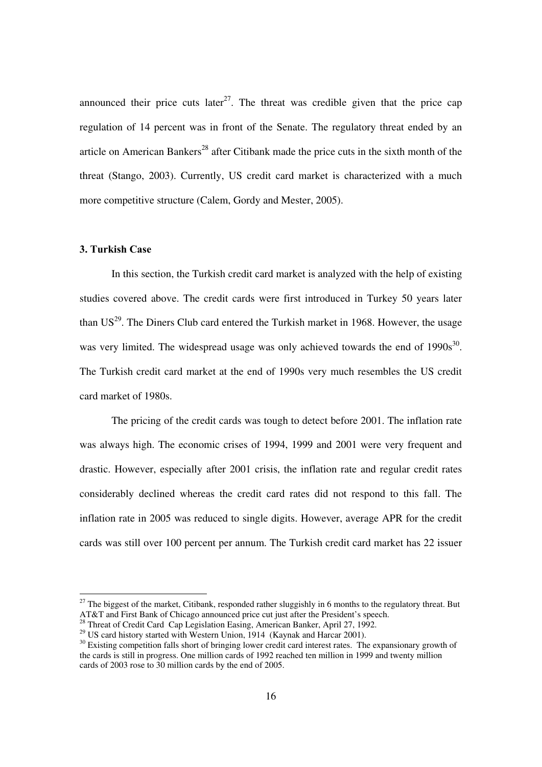announced their price cuts later[27]. The threat was credible given that the price cap regulation of 14 percent was in front of the Senate. The regulatory threat ended by an article on American Bankers[28] after Citibank made the price cuts in the sixth month of the threat (Stango, 2003). Currently, US credit card market is characterized with a much more competitive structure (Calem, Gordy and Mester, 2005).

### 3. Turkish Case

In this section, the Turkish credit card market is analyzed with the help of existing studies covered above. The credit cards were first introduced in Turkey 50 years later than US[29]. The Diners Club card entered the Turkish market in 1968. However, the usage was very limited. The widespread usage was only achieved towards the end of 1990s[30]. The Turkish credit card market at the end of 1990s very much resembles the US credit card market of 1980s.

The pricing of the credit cards was tough to detect before 2001. The inflation rate was always high. The economic crises of 1994, 1999 and 2001 were very frequent and drastic. However, especially after 2001 crisis, the inflation rate and regular credit rates considerably declined whereas the credit card rates did not respond to this fall. The inflation rate in 2005 was reduced to single digits. However, average APR for the credit cards was still over 100 percent per annum. The Turkish credit card market has 22 issuer

---

[27] The biggest of the market, Citibank, responded rather sluggishly in 6 months to the regulatory threat. But AT&T and First Bank of Chicago announced price cut just after the President's speech.

[28] Threat of Credit Card Cap Legislation Easing, American Banker, April 27, 1992.

[29] US card history started with Western Union, 1914 (Kaynak and Harcar 2001).

[30] Existing competition falls short of bringing lower credit card interest rates. The expansionary growth of the cards is still in progress. One million cards of 1992 reached ten million in 1999 and twenty million cards of 2003 rose to 30 million cards by the end of 2005.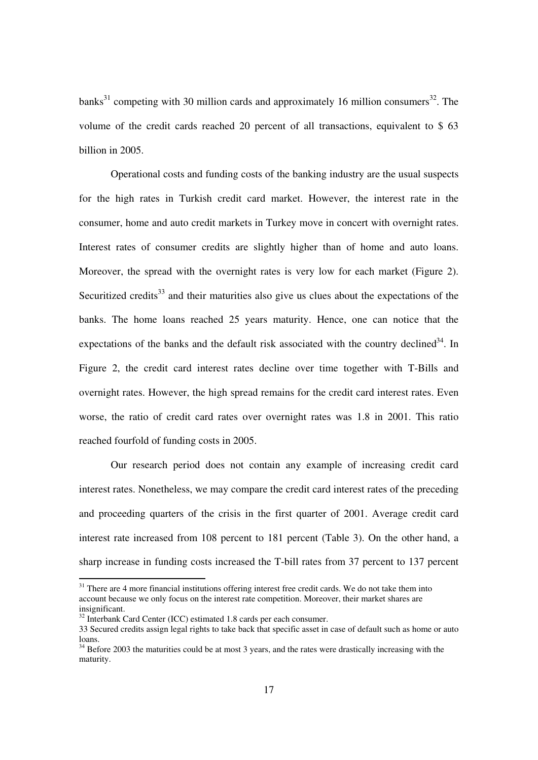banks[31] competing with 30 million cards and approximately 16 million consumers[32]. The volume of the credit cards reached 20 percent of all transactions, equivalent to $ 63 billion in 2005.

Operational costs and funding costs of the banking industry are the usual suspects for the high rates in Turkish credit card market. However, the interest rate in the consumer, home and auto credit markets in Turkey move in concert with overnight rates. Interest rates of consumer credits are slightly higher than of home and auto loans. Moreover, the spread with the overnight rates is very low for each market (Figure 2). Securitized credits[33] and their maturities also give us clues about the expectations of the banks. The home loans reached 25 years maturity. Hence, one can notice that the expectations of the banks and the default risk associated with the country declined[34]. In Figure 2, the credit card interest rates decline over time together with T-Bills and overnight rates. However, the high spread remains for the credit card interest rates. Even worse, the ratio of credit card rates over overnight rates was 1.8 in 2001. This ratio reached fourfold of funding costs in 2005.

Our research period does not contain any example of increasing credit card interest rates. Nonetheless, we may compare the credit card interest rates of the preceding and proceeding quarters of the crisis in the first quarter of 2001. Average credit card interest rate increased from 108 percent to 181 percent (Table 3). On the other hand, a sharp increase in funding costs increased the T-bill rates from 37 percent to 137 percent

---

[31] There are 4 more financial institutions offering interest free credit cards. We do not take them into account because we only focus on the interest rate competition. Moreover, their market shares are insignificant.

[32] Interbank Card Center (ICC) estimated 1.8 cards per each consumer.

33 Secured credits assign legal rights to take back that specific asset in case of default such as home or auto loans.

[34] Before 2003 the maturities could be at most 3 years, and the rates were drastically increasing with the maturity.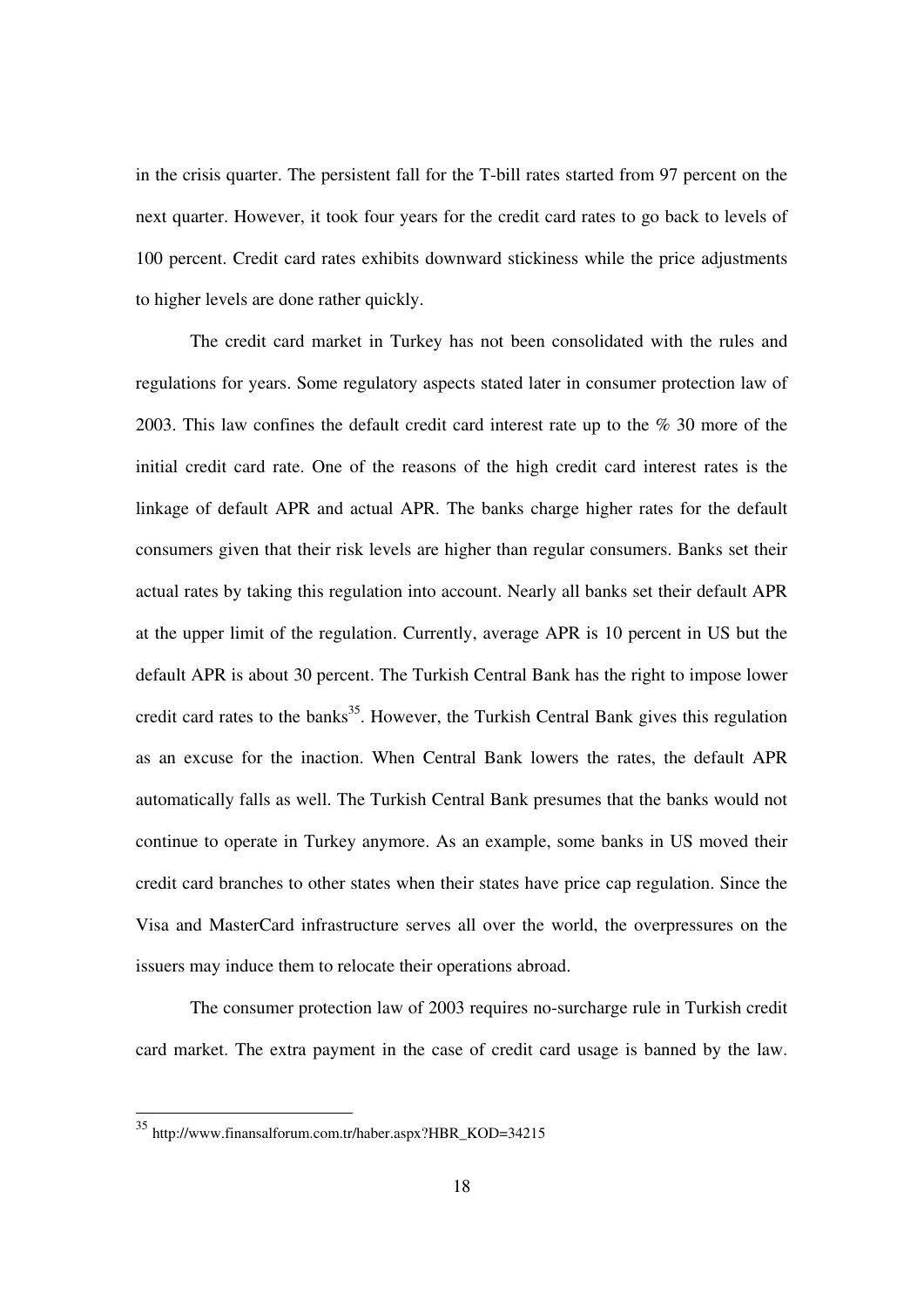in the crisis quarter. The persistent fall for the T-bill rates started from 97 percent on the next quarter. However, it took four years for the credit card rates to go back to levels of 100 percent. Credit card rates exhibits downward stickiness while the price adjustments to higher levels are done rather quickly.

The credit card market in Turkey has not been consolidated with the rules and regulations for years. Some regulatory aspects stated later in consumer protection law of 2003. This law confines the default credit card interest rate up to the % 30 more of the initial credit card rate. One of the reasons of the high credit card interest rates is the linkage of default APR and actual APR. The banks charge higher rates for the default consumers given that their risk levels are higher than regular consumers. Banks set their actual rates by taking this regulation into account. Nearly all banks set their default APR at the upper limit of the regulation. Currently, average APR is 10 percent in US but the default APR is about 30 percent. The Turkish Central Bank has the right to impose lower credit card rates to the banks[35]. However, the Turkish Central Bank gives this regulation as an excuse for the inaction. When Central Bank lowers the rates, the default APR automatically falls as well. The Turkish Central Bank presumes that the banks would not continue to operate in Turkey anymore. As an example, some banks in US moved their credit card branches to other states when their states have price cap regulation. Since the Visa and MasterCard infrastructure serves all over the world, the overpressures on the issuers may induce them to relocate their operations abroad.

The consumer protection law of 2003 requires no-surcharge rule in Turkish credit card market. The extra payment in the case of credit card usage is banned by the law.

---

[35] http://www.finansalforum.com.tr/haber.aspx?HBR_KOD=34215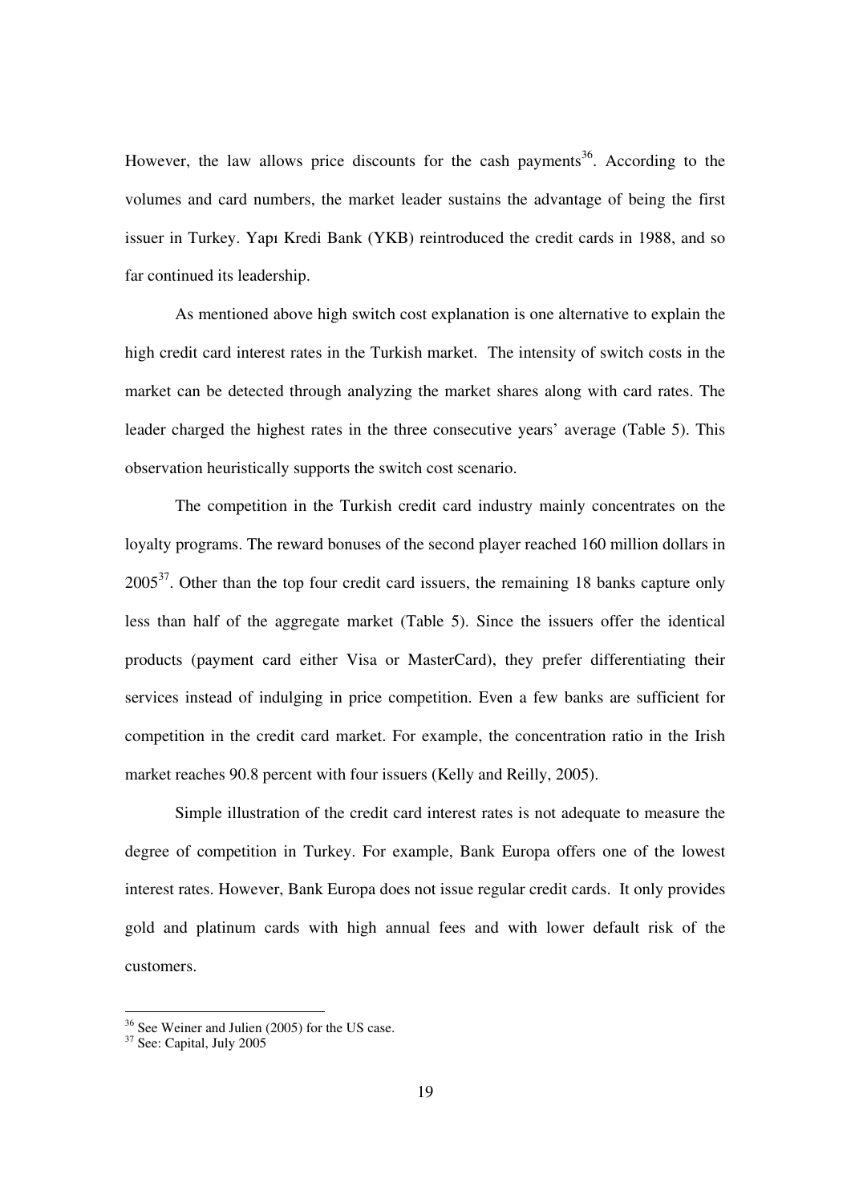However, the law allows price discounts for the cash payments[36]. According to the volumes and card numbers, the market leader sustains the advantage of being the first issuer in Turkey. Yapı Kredi Bank (YKB) reintroduced the credit cards in 1988, and so far continued its leadership.

As mentioned above high switch cost explanation is one alternative to explain the high credit card interest rates in the Turkish market. The intensity of switch costs in the market can be detected through analyzing the market shares along with card rates. The leader charged the highest rates in the three consecutive years' average (Table 5). This observation heuristically supports the switch cost scenario.

The competition in the Turkish credit card industry mainly concentrates on the loyalty programs. The reward bonuses of the second player reached 160 million dollars in 2005[37]. Other than the top four credit card issuers, the remaining 18 banks capture only less than half of the aggregate market (Table 5). Since the issuers offer the identical products (payment card either Visa or MasterCard), they prefer differentiating their services instead of indulging in price competition. Even a few banks are sufficient for competition in the credit card market. For example, the concentration ratio in the Irish market reaches 90.8 percent with four issuers (Kelly and Reilly, 2005).

Simple illustration of the credit card interest rates is not adequate to measure the degree of competition in Turkey. For example, Bank Europa offers one of the lowest interest rates. However, Bank Europa does not issue regular credit cards. It only provides gold and platinum cards with high annual fees and with lower default risk of the customers.

---

[36] See Weiner and Julien (2005) for the US case.

[37] See: Capital, July 2005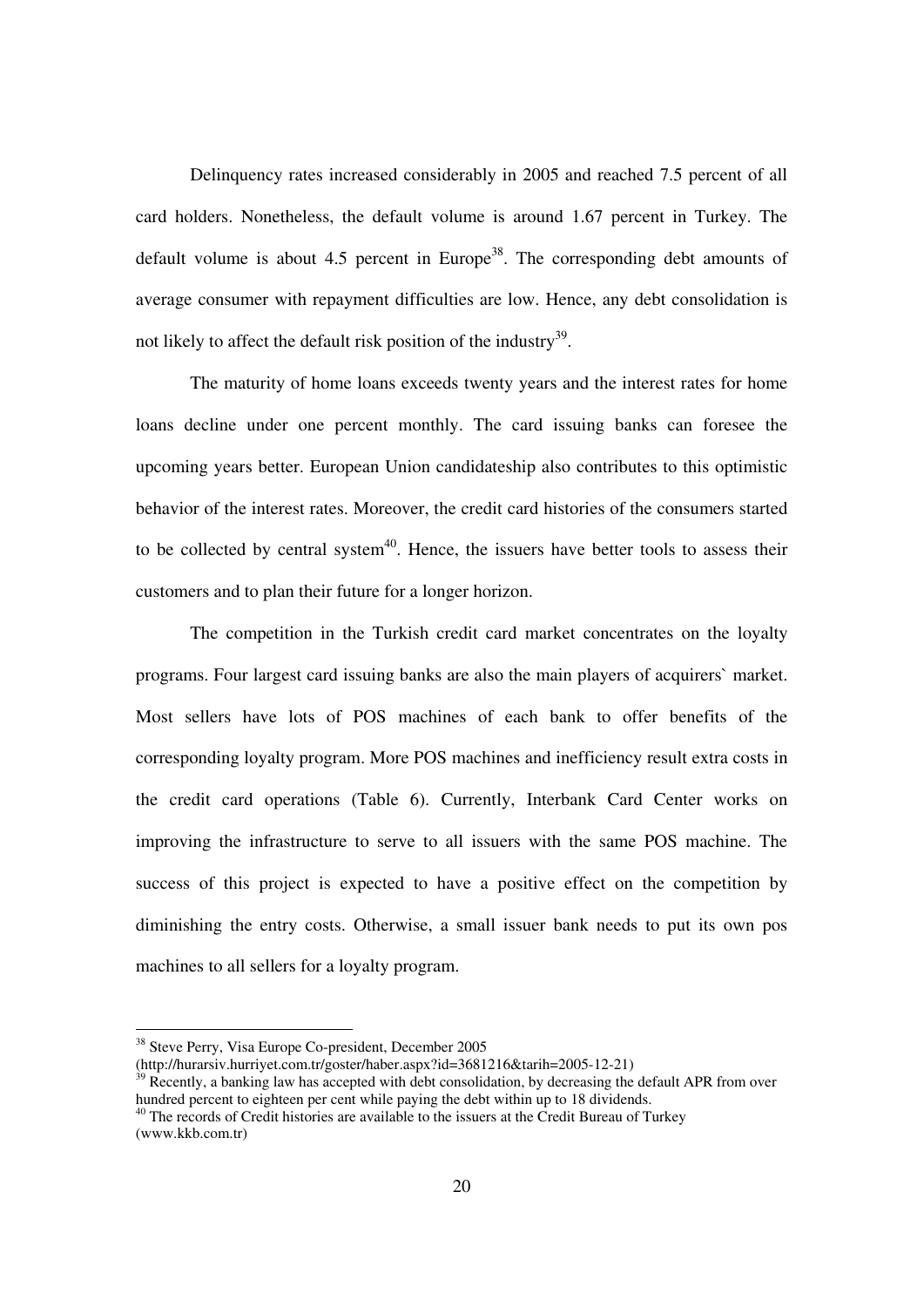Delinquency rates increased considerably in 2005 and reached 7.5 percent of all card holders. Nonetheless, the default volume is around 1.67 percent in Turkey. The default volume is about 4.5 percent in Europe[38]. The corresponding debt amounts of average consumer with repayment difficulties are low. Hence, any debt consolidation is not likely to affect the default risk position of the industry[39].

The maturity of home loans exceeds twenty years and the interest rates for home loans decline under one percent monthly. The card issuing banks can foresee the upcoming years better. European Union candidateship also contributes to this optimistic behavior of the interest rates. Moreover, the credit card histories of the consumers started to be collected by central system[40]. Hence, the issuers have better tools to assess their customers and to plan their future for a longer horizon.

The competition in the Turkish credit card market concentrates on the loyalty programs. Four largest card issuing banks are also the main players of acquirers` market. Most sellers have lots of POS machines of each bank to offer benefits of the corresponding loyalty program. More POS machines and inefficiency result extra costs in the credit card operations (Table 6). Currently, Interbank Card Center works on improving the infrastructure to serve to all issuers with the same POS machine. The success of this project is expected to have a positive effect on the competition by diminishing the entry costs. Otherwise, a small issuer bank needs to put its own pos machines to all sellers for a loyalty program.

---

[38] Steve Perry, Visa Europe Co-president, December 2005 (http://hurarsiv.hurriyet.com.tr/goster/haber.aspx?id=3681216&tarih=2005-12-21)

[39] Recently, a banking law has accepted with debt consolidation, by decreasing the default APR from over hundred percent to eighteen per cent while paying the debt within up to 18 dividends.

[40] The records of Credit histories are available to the issuers at the Credit Bureau of Turkey (www.kkb.com.tr)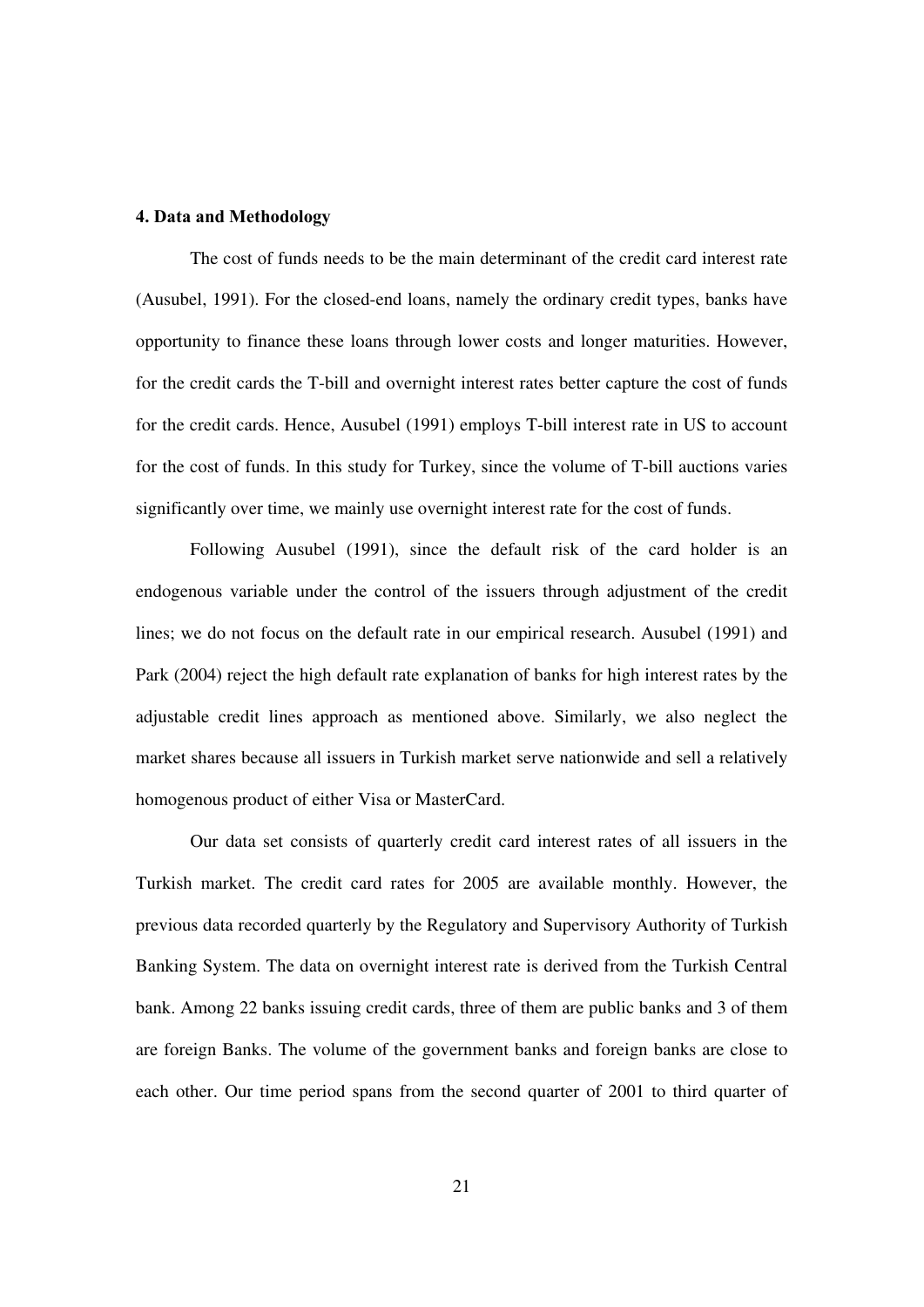## 4. Data and Methodology

The cost of funds needs to be the main determinant of the credit card interest rate (Ausubel, 1991). For the closed-end loans, namely the ordinary credit types, banks have opportunity to finance these loans through lower costs and longer maturities. However, for the credit cards the T-bill and overnight interest rates better capture the cost of funds for the credit cards. Hence, Ausubel (1991) employs T-bill interest rate in US to account for the cost of funds. In this study for Turkey, since the volume of T-bill auctions varies significantly over time, we mainly use overnight interest rate for the cost of funds.

Following Ausubel (1991), since the default risk of the card holder is an endogenous variable under the control of the issuers through adjustment of the credit lines; we do not focus on the default rate in our empirical research. Ausubel (1991) and Park (2004) reject the high default rate explanation of banks for high interest rates by the adjustable credit lines approach as mentioned above. Similarly, we also neglect the market shares because all issuers in Turkish market serve nationwide and sell a relatively homogenous product of either Visa or MasterCard.

Our data set consists of quarterly credit card interest rates of all issuers in the Turkish market. The credit card rates for 2005 are available monthly. However, the previous data recorded quarterly by the Regulatory and Supervisory Authority of Turkish Banking System. The data on overnight interest rate is derived from the Turkish Central bank. Among 22 banks issuing credit cards, three of them are public banks and 3 of them are foreign Banks. The volume of the government banks and foreign banks are close to each other. Our time period spans from the second quarter of 2001 to third quarter of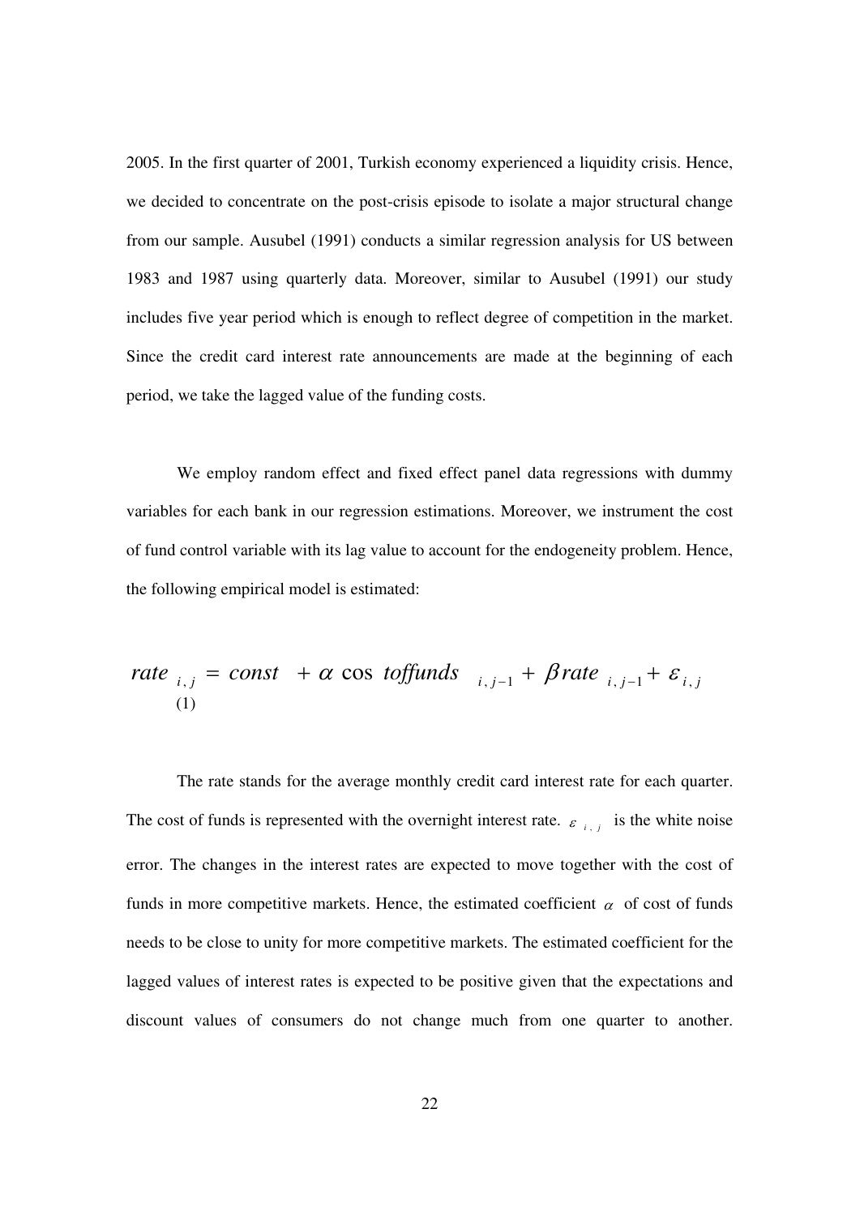2005. In the first quarter of 2001, Turkish economy experienced a liquidity crisis. Hence, we decided to concentrate on the post-crisis episode to isolate a major structural change from our sample. Ausubel (1991) conducts a similar regression analysis for US between 1983 and 1987 using quarterly data. Moreover, similar to Ausubel (1991) our study includes five year period which is enough to reflect degree of competition in the market. Since the credit card interest rate announcements are made at the beginning of each period, we take the lagged value of the funding costs.

We employ random effect and fixed effect panel data regressions with dummy variables for each bank in our regression estimations. Moreover, we instrument the cost of fund control variable with its lag value to account for the endogeneity problem. Hence, the following empirical model is estimated:

$$rate_{i,j} = const + \alpha \cos toffunds_{i,j-1} + \beta rate_{i,j-1} + \varepsilon_{i,j} \quad (1)$$

The rate stands for the average monthly credit card interest rate for each quarter. The cost of funds is represented with the overnight interest rate. $\varepsilon_{i,j}$ is the white noise error. The changes in the interest rates are expected to move together with the cost of funds in more competitive markets. Hence, the estimated coefficient $\alpha$ of cost of funds needs to be close to unity for more competitive markets. The estimated coefficient for the lagged values of interest rates is expected to be positive given that the expectations and discount values of consumers do not change much from one quarter to another.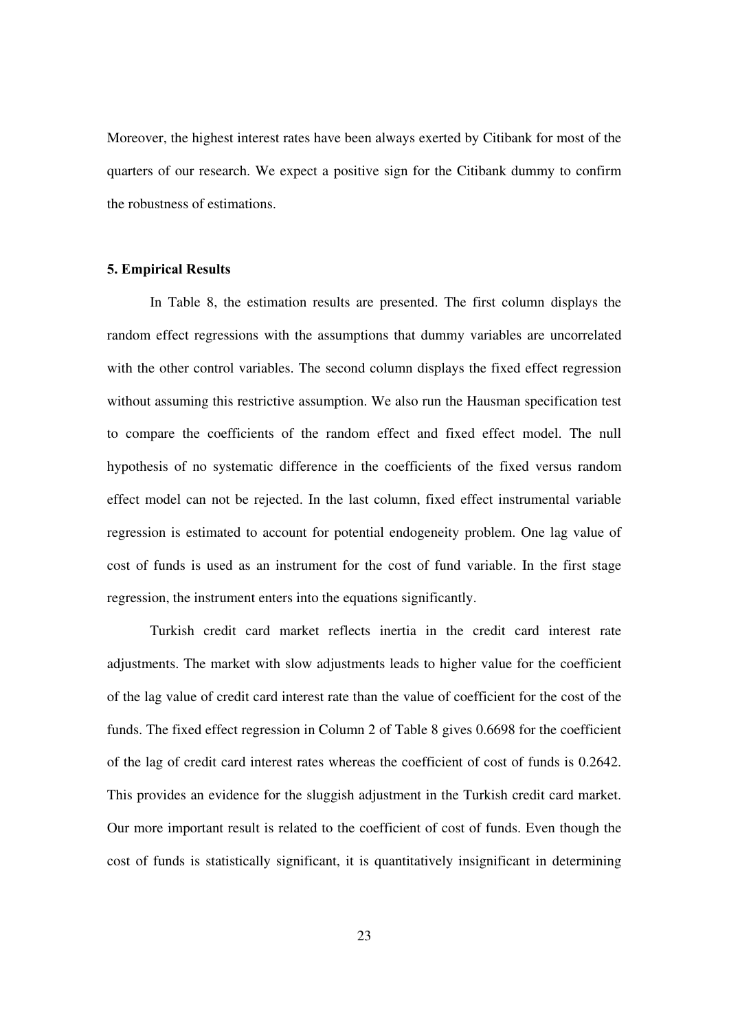Moreover, the highest interest rates have been always exerted by Citibank for most of the quarters of our research. We expect a positive sign for the Citibank dummy to confirm the robustness of estimations.

### 5. Empirical Results

In Table 8, the estimation results are presented. The first column displays the random effect regressions with the assumptions that dummy variables are uncorrelated with the other control variables. The second column displays the fixed effect regression without assuming this restrictive assumption. We also run the Hausman specification test to compare the coefficients of the random effect and fixed effect model. The null hypothesis of no systematic difference in the coefficients of the fixed versus random effect model can not be rejected. In the last column, fixed effect instrumental variable regression is estimated to account for potential endogeneity problem. One lag value of cost of funds is used as an instrument for the cost of fund variable. In the first stage regression, the instrument enters into the equations significantly.

Turkish credit card market reflects inertia in the credit card interest rate adjustments. The market with slow adjustments leads to higher value for the coefficient of the lag value of credit card interest rate than the value of coefficient for the cost of the funds. The fixed effect regression in Column 2 of Table 8 gives 0.6698 for the coefficient of the lag of credit card interest rates whereas the coefficient of cost of funds is 0.2642. This provides an evidence for the sluggish adjustment in the Turkish credit card market. Our more important result is related to the coefficient of cost of funds. Even though the cost of funds is statistically significant, it is quantitatively insignificant in determining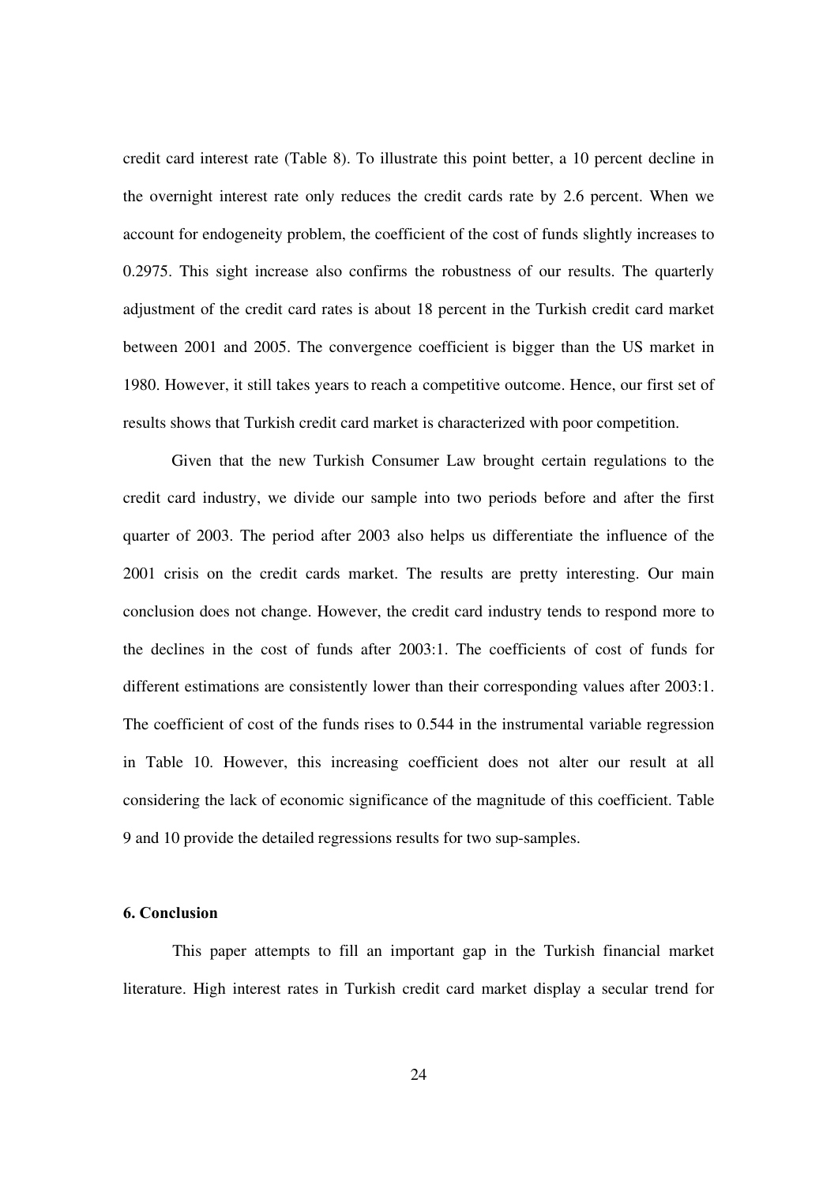credit card interest rate (Table 8). To illustrate this point better, a 10 percent decline in the overnight interest rate only reduces the credit cards rate by 2.6 percent. When we account for endogeneity problem, the coefficient of the cost of funds slightly increases to 0.2975. This sight increase also confirms the robustness of our results. The quarterly adjustment of the credit card rates is about 18 percent in the Turkish credit card market between 2001 and 2005. The convergence coefficient is bigger than the US market in 1980. However, it still takes years to reach a competitive outcome. Hence, our first set of results shows that Turkish credit card market is characterized with poor competition.

Given that the new Turkish Consumer Law brought certain regulations to the credit card industry, we divide our sample into two periods before and after the first quarter of 2003. The period after 2003 also helps us differentiate the influence of the 2001 crisis on the credit cards market. The results are pretty interesting. Our main conclusion does not change. However, the credit card industry tends to respond more to the declines in the cost of funds after 2003:1. The coefficients of cost of funds for different estimations are consistently lower than their corresponding values after 2003:1. The coefficient of cost of the funds rises to 0.544 in the instrumental variable regression in Table 10. However, this increasing coefficient does not alter our result at all considering the lack of economic significance of the magnitude of this coefficient. Table 9 and 10 provide the detailed regressions results for two sup-samples.

### 6. Conclusion

This paper attempts to fill an important gap in the Turkish financial market literature. High interest rates in Turkish credit card market display a secular trend for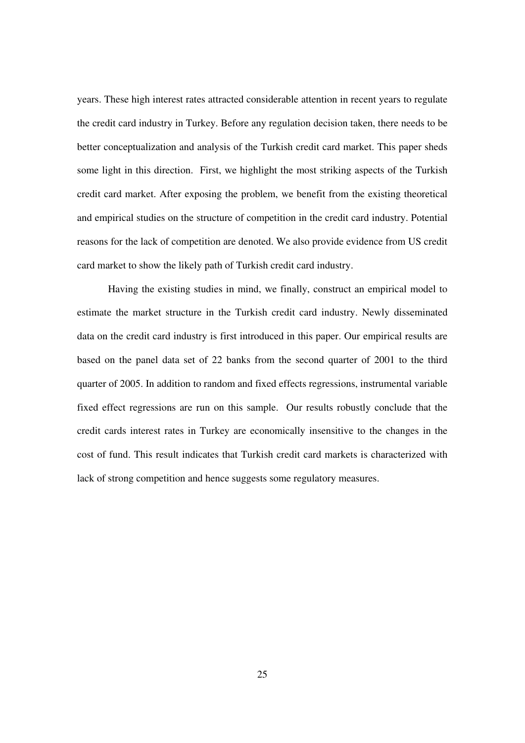years. These high interest rates attracted considerable attention in recent years to regulate the credit card industry in Turkey. Before any regulation decision taken, there needs to be better conceptualization and analysis of the Turkish credit card market. This paper sheds some light in this direction. First, we highlight the most striking aspects of the Turkish credit card market. After exposing the problem, we benefit from the existing theoretical and empirical studies on the structure of competition in the credit card industry. Potential reasons for the lack of competition are denoted. We also provide evidence from US credit card market to show the likely path of Turkish credit card industry.

Having the existing studies in mind, we finally, construct an empirical model to estimate the market structure in the Turkish credit card industry. Newly disseminated data on the credit card industry is first introduced in this paper. Our empirical results are based on the panel data set of 22 banks from the second quarter of 2001 to the third quarter of 2005. In addition to random and fixed effects regressions, instrumental variable fixed effect regressions are run on this sample. Our results robustly conclude that the credit cards interest rates in Turkey are economically insensitive to the changes in the cost of fund. This result indicates that Turkish credit card markets is characterized with lack of strong competition and hence suggests some regulatory measures.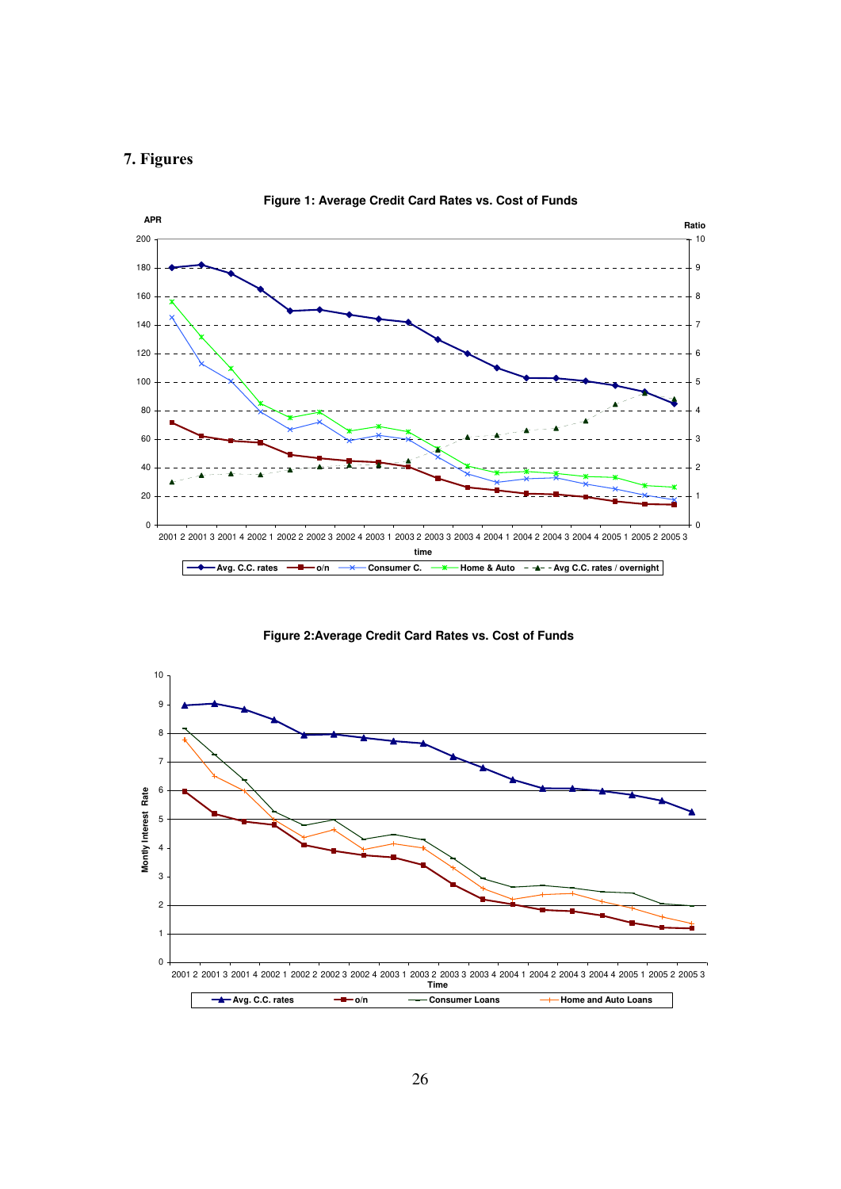## 7. Figures

**Figure 1: Average Credit Card Rates vs. Cost of Funds**

**Figure 2:Average Credit Card Rates vs. Cost of Funds**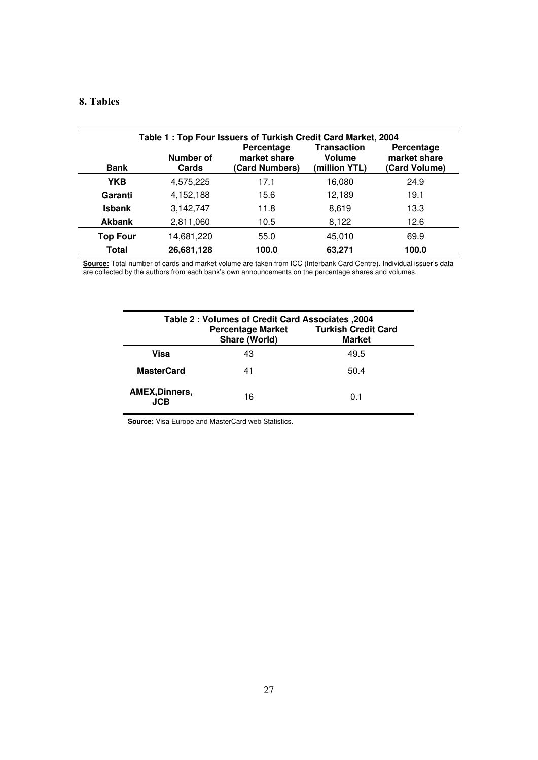## 8. Tables

**Table 1 : Top Four Issuers of Turkish Credit Card Market, 2004**

| Bank | Number of Cards | Percentage market share (Card Numbers) | Transaction Volume (million YTL) | Percentage market share (Card Volume) |
|---|---|---|---|---|
| **YKB** | 4,575,225 | 17.1 | 16,080 | 24.9 |
| **Garanti** | 4,152,188 | 15.6 | 12,189 | 19.1 |
| **Isbank** | 3,142,747 | 11.8 | 8,619 | 13.3 |
| **Akbank** | 2,811,060 | 10.5 | 8,122 | 12.6 |
| **Top Four** | 14,681,220 | 55.0 | 45,010 | 69.9 |
| **Total** | **26,681,128** | **100.0** | **63,271** | **100.0** |

**Source:** Total number of cards and market volume are taken from ICC (Interbank Card Centre). Individual issuer's data are collected by the authors from each bank's own announcements on the percentage shares and volumes.

**Table 2 : Volumes of Credit Card Associates ,2004**

| | Percentage Market Share (World) | Turkish Credit Card Market |
|---|---|---|
| **Visa** | 43 | 49.5 |
| **MasterCard** | 41 | 50.4 |
| **AMEX,Dinners, JCB** | 16 | 0.1 |

**Source:** Visa Europe and MasterCard web Statistics.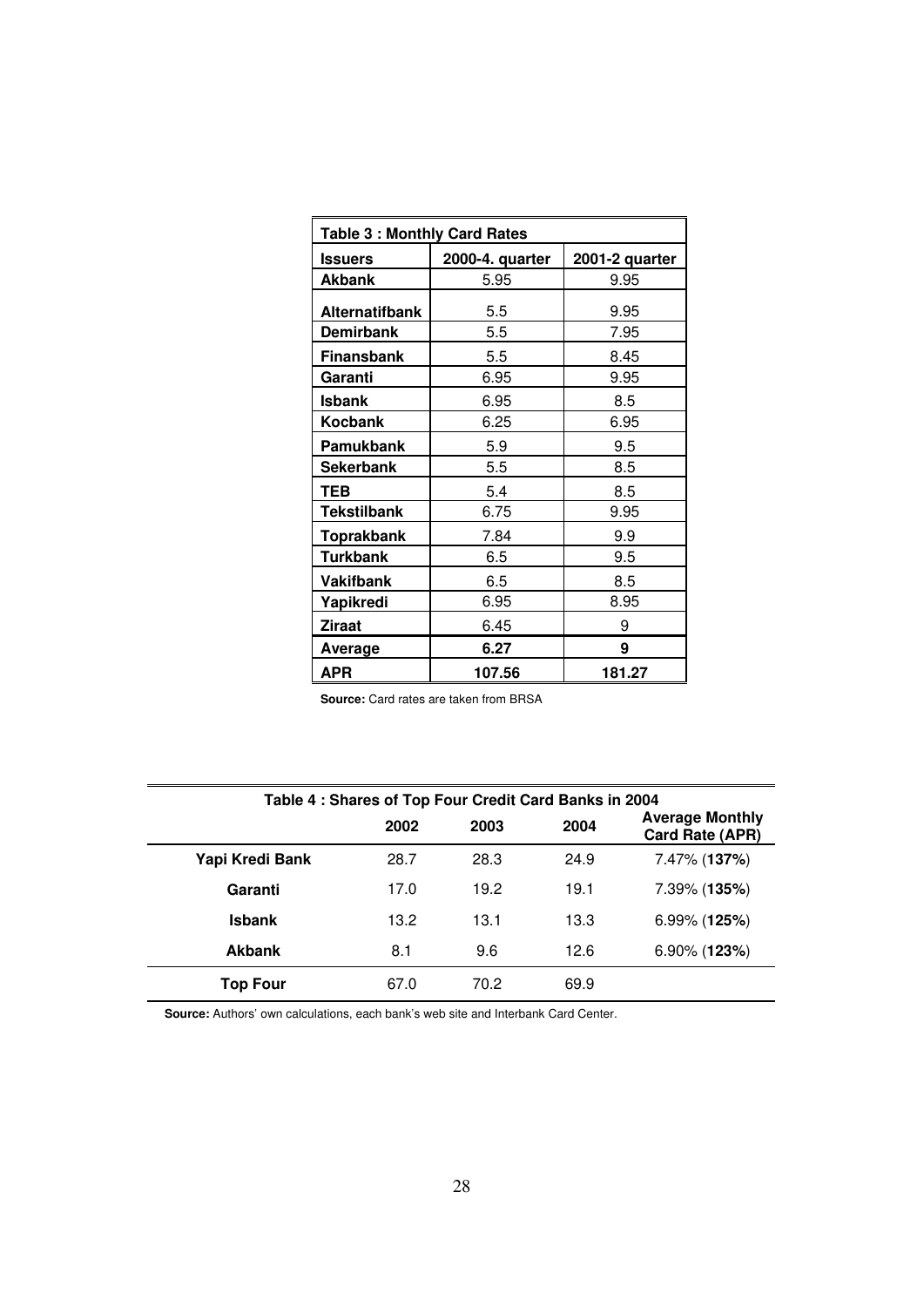**Table 3 : Monthly Card Rates**

| Issuers | 2000-4. quarter | 2001-2 quarter |
|---|---|---|
| **Akbank** | 5.95 | 9.95 |
| **Alternatifbank** | 5.5 | 9.95 |
| **Demirbank** | 5.5 | 7.95 |
| **Finansbank** | 5.5 | 8.45 |
| **Garanti** | 6.95 | 9.95 |
| **Isbank** | 6.95 | 8.5 |
| **Kocbank** | 6.25 | 6.95 |
| **Pamukbank** | 5.9 | 9.5 |
| **Sekerbank** | 5.5 | 8.5 |
| **TEB** | 5.4 | 8.5 |
| **Tekstilbank** | 6.75 | 9.95 |
| **Toprakbank** | 7.84 | 9.9 |
| **Turkbank** | 6.5 | 9.5 |
| **Vakifbank** | 6.5 | 8.5 |
| **Yapikredi** | 6.95 | 8.95 |
| **Ziraat** | 6.45 | 9 |
| **Average** | **6.27** | **9** |
| **APR** | **107.56** | **181.27** |

**Source:** Card rates are taken from BRSA

**Table 4 : Shares of Top Four Credit Card Banks in 2004**

| | 2002 | 2003 | 2004 | Average Monthly Card Rate (APR) |
|---|---|---|---|---|
| **Yapi Kredi Bank** | 28.7 | 28.3 | 24.9 | 7.47% (**137%**) |
| **Garanti** | 17.0 | 19.2 | 19.1 | 7.39% (**135%**) |
| **Isbank** | 13.2 | 13.1 | 13.3 | 6.99% (**125%**) |
| **Akbank** | 8.1 | 9.6 | 12.6 | 6.90% (**123%**) |
| **Top Four** | 67.0 | 70.2 | 69.9 | |

**Source:** Authors' own calculations, each bank's web site and Interbank Card Center.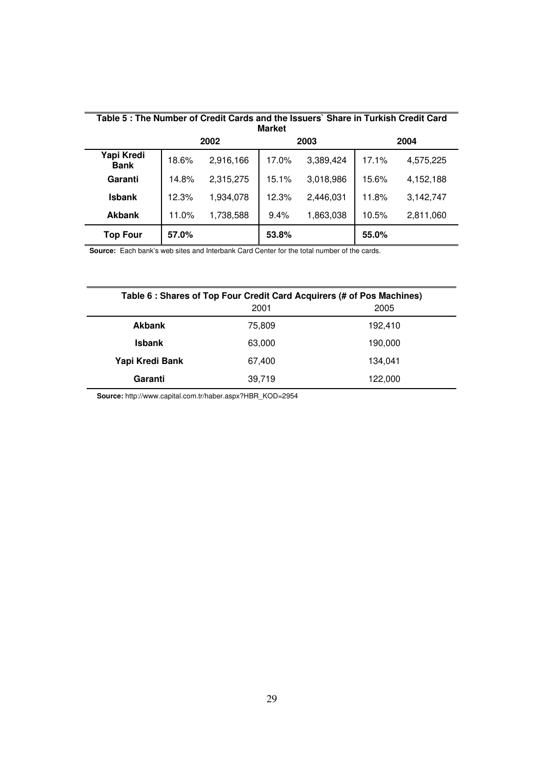**Table 5 : The Number of Credit Cards and the Issuers` Share in Turkish Credit Card Market**

| | 2002 | | 2003 | | 2004 | |
|---|---|---|---|---|---|---|
| **Yapi Kredi Bank** | 18.6% | 2,916,166 | 17.0% | 3,389,424 | 17.1% | 4,575,225 |
| **Garanti** | 14.8% | 2,315,275 | 15.1% | 3,018,986 | 15.6% | 4,152,188 |
| **Isbank** | 12.3% | 1,934,078 | 12.3% | 2,446,031 | 11.8% | 3,142,747 |
| **Akbank** | 11.0% | 1,738,588 | 9.4% | 1,863,038 | 10.5% | 2,811,060 |
| **Top Four** | **57.0%** | | **53.8%** | | **55.0%** | |

**Source:** Each bank's web sites and Interbank Card Center for the total number of the cards.

**Table 6 : Shares of Top Four Credit Card Acquirers (# of Pos Machines)**

| | 2001 | 2005 |
|---|---|---|
| **Akbank** | 75,809 | 192,410 |
| **Isbank** | 63,000 | 190,000 |
| **Yapi Kredi Bank** | 67,400 | 134,041 |
| **Garanti** | 39,719 | 122,000 |

**Source:** http://www.capital.com.tr/haber.aspx?HBR_KOD=2954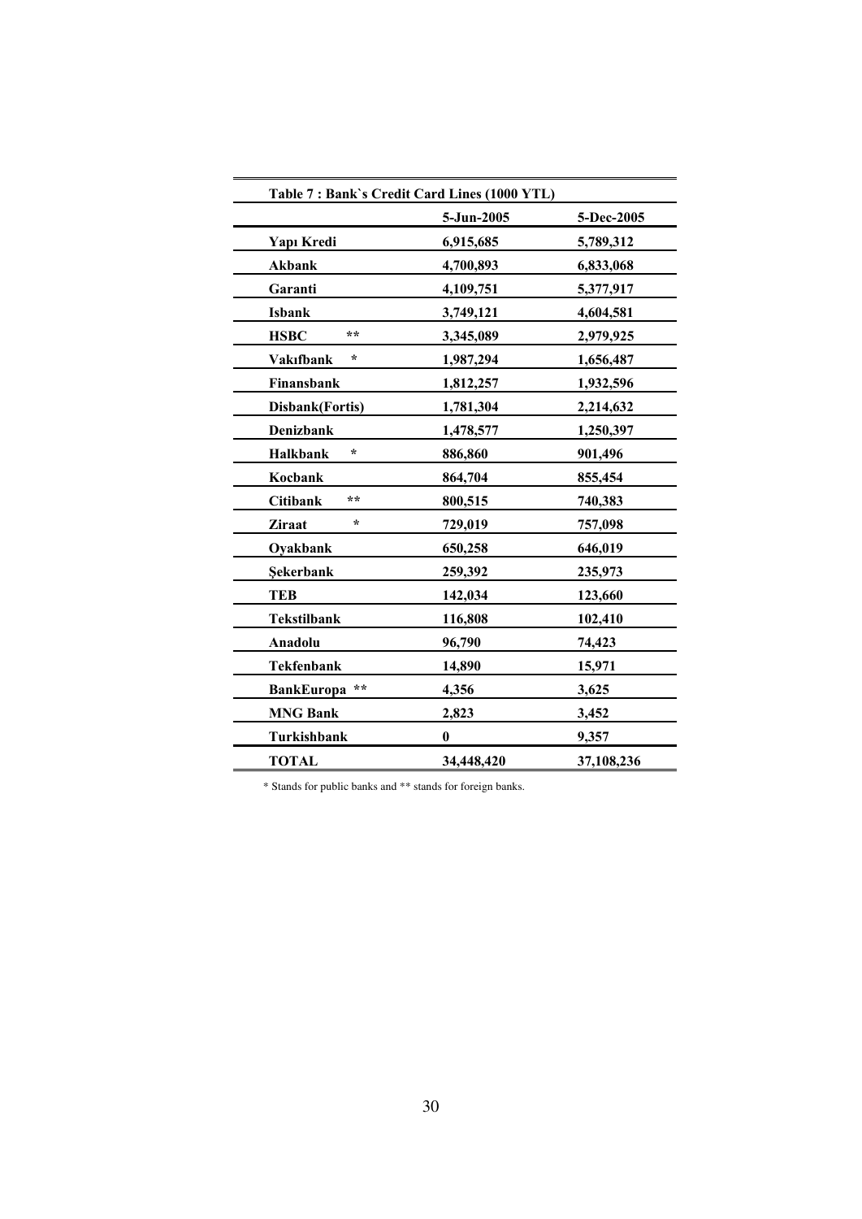**Table 7 : Bank`s Credit Card Lines (1000 YTL)**

| | 5-Jun-2005 | 5-Dec-2005 |
|---|---|---|
| **Yapı Kredi** | **6,915,685** | **5,789,312** |
| **Akbank** | **4,700,893** | **6,833,068** |
| **Garanti** | **4,109,751** | **5,377,917** |
| **Isbank** | **3,749,121** | **4,604,581** |
| **HSBC \*\*** | **3,345,089** | **2,979,925** |
| **Vakıfbank \*** | **1,987,294** | **1,656,487** |
| **Finansbank** | **1,812,257** | **1,932,596** |
| **Disbank(Fortis)** | **1,781,304** | **2,214,632** |
| **Denizbank** | **1,478,577** | **1,250,397** |
| **Halkbank \*** | **886,860** | **901,496** |
| **Kocbank** | **864,704** | **855,454** |
| **Citibank \*\*** | **800,515** | **740,383** |
| **Ziraat \*** | **729,019** | **757,098** |
| **Oyakbank** | **650,258** | **646,019** |
| **Şekerbank** | **259,392** | **235,973** |
| **TEB** | **142,034** | **123,660** |
| **Tekstilbank** | **116,808** | **102,410** |
| **Anadolu** | **96,790** | **74,423** |
| **Tekfenbank** | **14,890** | **15,971** |
| **BankEuropa \*\*** | **4,356** | **3,625** |
| **MNG Bank** | **2,823** | **3,452** |
| **Turkishbank** | **0** | **9,357** |
| **TOTAL** | **34,448,420** | **37,108,236** |

\* Stands for public banks and \*\* stands for foreign banks.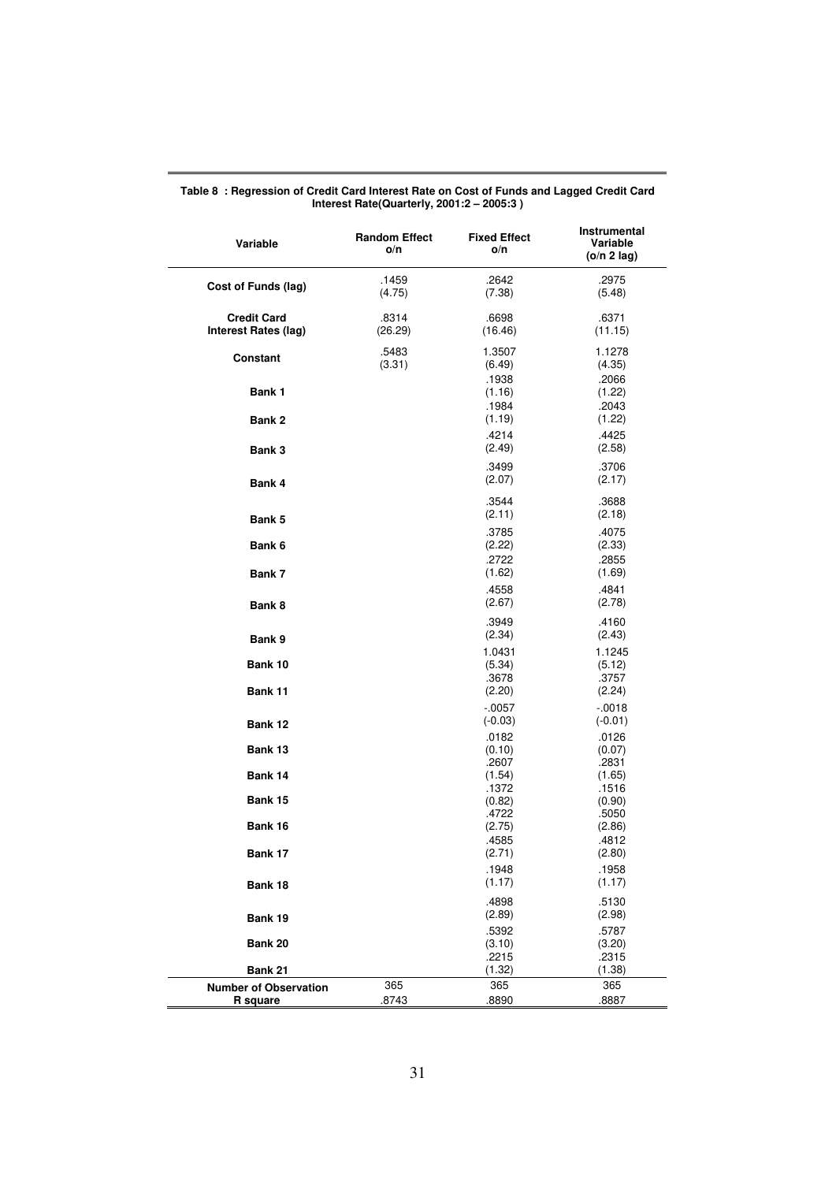**Table 8 : Regression of Credit Card Interest Rate on Cost of Funds and Lagged Credit Card Interest Rate(Quarterly, 2001:2 – 2005:3 )**

| Variable | Random Effect o/n | Fixed Effect o/n | Instrumental Variable (o/n 2 lag) |
|---|---|---|---|
| **Cost of Funds (lag)** | .1459 (4.75) | .2642 (7.38) | .2975 (5.48) |
| **Credit Card Interest Rates (lag)** | .8314 (26.29) | .6698 (16.46) | .6371 (11.15) |
| **Constant** | .5483 (3.31) | 1.3507 (6.49) | 1.1278 (4.35) |
| **Bank 1** | | .1938 (1.16) | .2066 (1.22) |
| **Bank 2** | | .1984 (1.19) | .2043 (1.22) |
| **Bank 3** | | .4214 (2.49) | .4425 (2.58) |
| **Bank 4** | | .3499 (2.07) | .3706 (2.17) |
| **Bank 5** | | .3544 (2.11) | .3688 (2.18) |
| **Bank 6** | | .3785 (2.22) | .4075 (2.33) |
| **Bank 7** | | .2722 (1.62) | .2855 (1.69) |
| **Bank 8** | | .4558 (2.67) | .4841 (2.78) |
| **Bank 9** | | .3949 (2.34) | .4160 (2.43) |
| **Bank 10** | | 1.0431 (5.34) | 1.1245 (5.12) |
| **Bank 11** | | .3678 (2.20) | .3757 (2.24) |
| **Bank 12** | | -.0057 (-0.03) | -.0018 (-0.01) |
| **Bank 13** | | .0182 (0.10) | .0126 (0.07) |
| **Bank 14** | | .2607 (1.54) | .2831 (1.65) |
| **Bank 15** | | .1372 (0.82) | .1516 (0.90) |
| **Bank 16** | | .4722 (2.75) | .5050 (2.86) |
| **Bank 17** | | .4585 (2.71) | .4812 (2.80) |
| **Bank 18** | | .1948 (1.17) | .1958 (1.17) |
| **Bank 19** | | .4898 (2.89) | .5130 (2.98) |
| **Bank 20** | | .5392 (3.10) | .5787 (3.20) |
| **Bank 21** | | .2215 (1.32) | .2315 (1.38) |
| **Number of Observation** | 365 | 365 | 365 |
| **R square** | .8743 | .8890 | .8887 |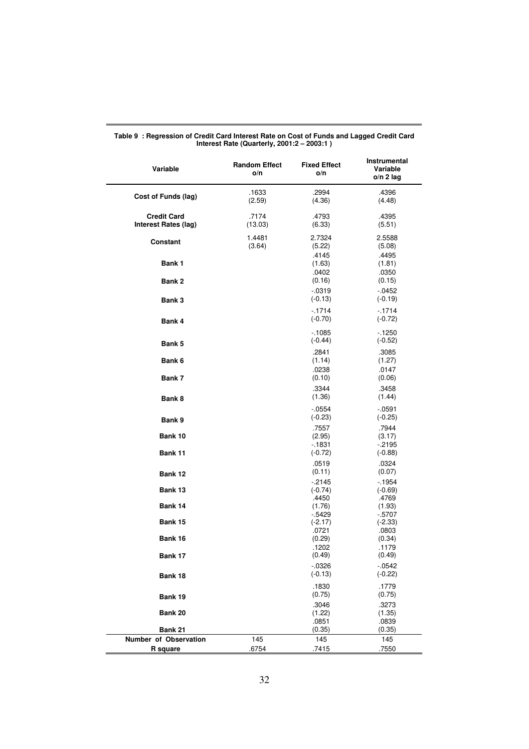**Table 9 : Regression of Credit Card Interest Rate on Cost of Funds and Lagged Credit Card Interest Rate (Quarterly, 2001:2 – 2003:1 )**

| Variable | Random Effect o/n | Fixed Effect o/n | Instrumental Variable o/n 2 lag |
|---|---|---|---|
| **Cost of Funds (lag)** | .1633 (2.59) | .2994 (4.36) | .4396 (4.48) |
| **Credit Card Interest Rates (lag)** | .7174 (13.03) | .4793 (6.33) | .4395 (5.51) |
| **Constant** | 1.4481 (3.64) | 2.7324 (5.22) | 2.5588 (5.08) |
| **Bank 1** | | .4145 (1.63) | .4495 (1.81) |
| **Bank 2** | | .0402 (0.16) | .0350 (0.15) |
| **Bank 3** | | -.0319 (-0.13) | -.0452 (-0.19) |
| **Bank 4** | | -.1714 (-0.70) | -.1714 (-0.72) |
| **Bank 5** | | -.1085 (-0.44) | -.1250 (-0.52) |
| **Bank 6** | | .2841 (1.14) | .3085 (1.27) |
| **Bank 7** | | .0238 (0.10) | .0147 (0.06) |
| **Bank 8** | | .3344 (1.36) | .3458 (1.44) |
| **Bank 9** | | -.0554 (-0.23) | -.0591 (-0.25) |
| **Bank 10** | | .7557 (2.95) | .7944 (3.17) |
| **Bank 11** | | -.1831 (-0.72) | -.2195 (-0.88) |
| **Bank 12** | | .0519 (0.11) | .0324 (0.07) |
| **Bank 13** | | -.2145 (-0.74) | -.1954 (-0.69) |
| **Bank 14** | | .4450 (1.76) | .4769 (1.93) |
| **Bank 15** | | -.5429 (-2.17) | -.5707 (-2.33) |
| **Bank 16** | | .0721 (0.29) | .0803 (0.34) |
| **Bank 17** | | .1202 (0.49) | .1179 (0.49) |
| **Bank 18** | | -.0326 (-0.13) | -.0542 (-0.22) |
| **Bank 19** | | .1830 (0.75) | .1779 (0.75) |
| **Bank 20** | | .3046 (1.22) | .3273 (1.35) |
| **Bank 21** | | .0851 (0.35) | .0839 (0.35) |
| **Number of Observation** | 145 | 145 | 145 |
| **R square** | .6754 | .7415 | .7550 |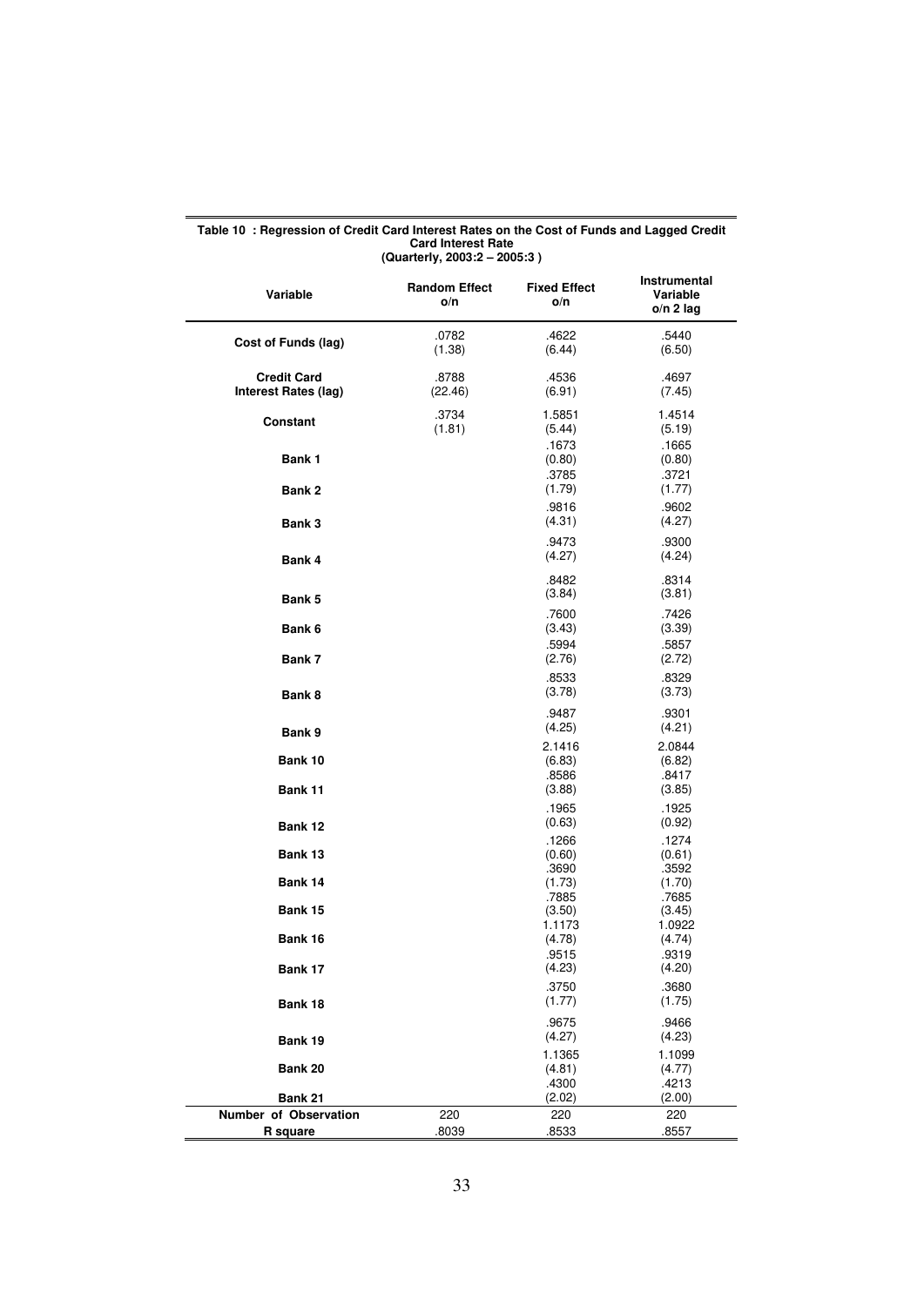**Table 10 : Regression of Credit Card Interest Rates on the Cost of Funds and Lagged Credit Card Interest Rate (Quarterly, 2003:2 – 2005:3 )**

| Variable | Random Effect o/n | Fixed Effect o/n | Instrumental Variable o/n 2 lag |
|---|---|---|---|
| Cost of Funds (lag) | .0782<br>(1.38) | .4622<br>(6.44) | .5440<br>(6.50) |
| Credit Card Interest Rates (lag) | .8788<br>(22.46) | .4536<br>(6.91) | .4697<br>(7.45) |
| Constant | .3734<br>(1.81) | 1.5851<br>(5.44) | 1.4514<br>(5.19) |
| Bank 1 | | .1673<br>(0.80) | .1665<br>(0.80) |
| Bank 2 | | .3785<br>(1.79) | .3721<br>(1.77) |
| Bank 3 | | .9816<br>(4.31) | .9602<br>(4.27) |
| Bank 4 | | .9473<br>(4.27) | .9300<br>(4.24) |
| Bank 5 | | .8482<br>(3.84) | .8314<br>(3.81) |
| Bank 6 | | .7600<br>(3.43) | .7426<br>(3.39) |
| Bank 7 | | .5994<br>(2.76) | .5857<br>(2.72) |
| Bank 8 | | .8533<br>(3.78) | .8329<br>(3.73) |
| Bank 9 | | .9487<br>(4.25) | .9301<br>(4.21) |
| Bank 10 | | 2.1416<br>(6.83) | 2.0844<br>(6.82) |
| Bank 11 | | .8586<br>(3.88) | .8417<br>(3.85) |
| Bank 12 | | .1965<br>(0.63) | .1925<br>(0.92) |
| Bank 13 | | .1266<br>(0.60) | .1274<br>(0.61) |
| Bank 14 | | .3690<br>(1.73) | .3592<br>(1.70) |
| Bank 15 | | .7885<br>(3.50) | .7685<br>(3.45) |
| Bank 16 | | 1.1173<br>(4.78) | 1.0922<br>(4.74) |
| Bank 17 | | .9515<br>(4.23) | .9319<br>(4.20) |
| Bank 18 | | .3750<br>(1.77) | .3680<br>(1.75) |
| Bank 19 | | .9675<br>(4.27) | .9466<br>(4.23) |
| Bank 20 | | 1.1365<br>(4.81) | 1.1099<br>(4.77) |
| Bank 21 | | .4300<br>(2.02) | .4213<br>(2.00) |
| Number of Observation | 220 | 220 | 220 |
| R square | .8039 | .8533 | .8557 |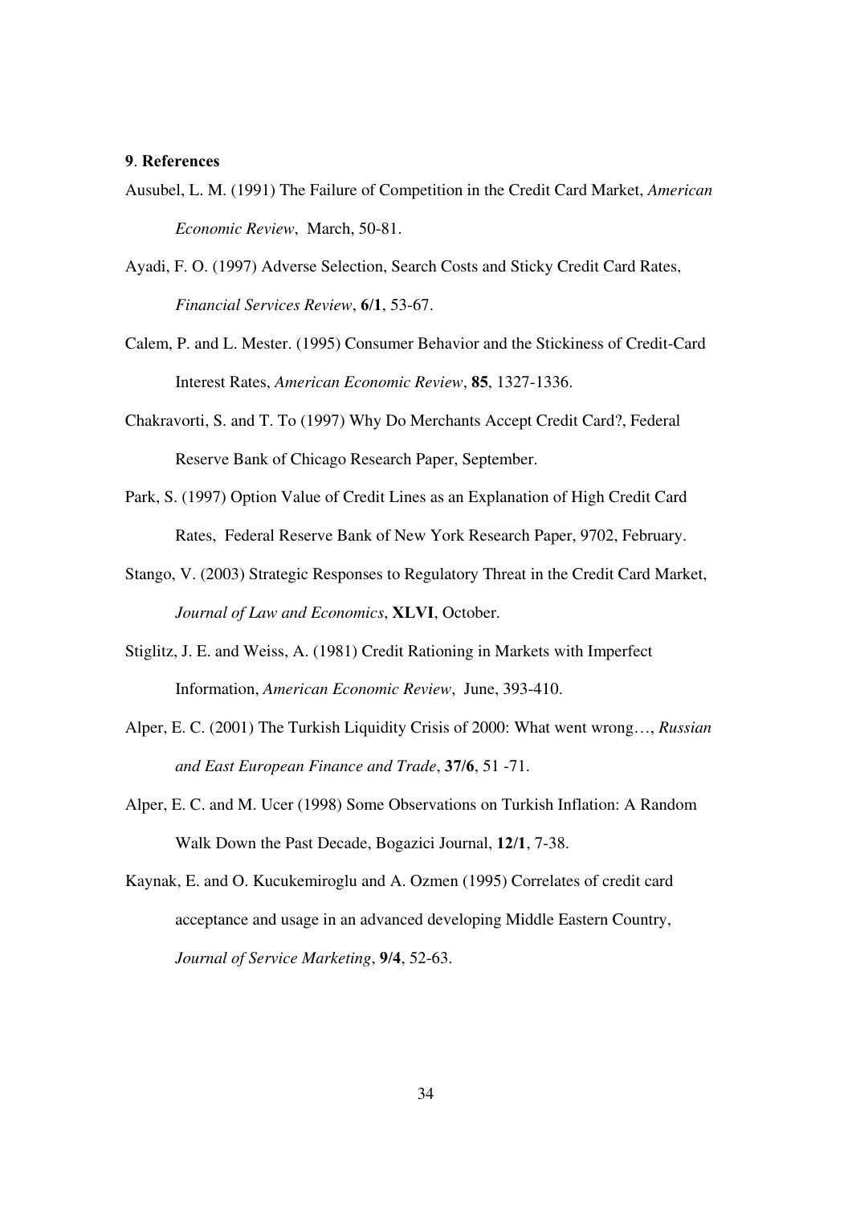## 9. References

Ausubel, L. M. (1991) The Failure of Competition in the Credit Card Market, *American Economic Review*, March, 50-81.

Ayadi, F. O. (1997) Adverse Selection, Search Costs and Sticky Credit Card Rates, *Financial Services Review*, **6/1**, 53-67.

Calem, P. and L. Mester. (1995) Consumer Behavior and the Stickiness of Credit-Card Interest Rates, *American Economic Review*, **85**, 1327-1336.

Chakravorti, S. and T. To (1997) Why Do Merchants Accept Credit Card?, Federal Reserve Bank of Chicago Research Paper, September.

Park, S. (1997) Option Value of Credit Lines as an Explanation of High Credit Card Rates, Federal Reserve Bank of New York Research Paper, 9702, February.

Stango, V. (2003) Strategic Responses to Regulatory Threat in the Credit Card Market, *Journal of Law and Economics*, **XLVI**, October.

Stiglitz, J. E. and Weiss, A. (1981) Credit Rationing in Markets with Imperfect Information, *American Economic Review*, June, 393-410.

Alper, E. C. (2001) The Turkish Liquidity Crisis of 2000: What went wrong…, *Russian and East European Finance and Trade*, **37/6**, 51 -71.

Alper, E. C. and M. Ucer (1998) Some Observations on Turkish Inflation: A Random Walk Down the Past Decade, Bogazici Journal, **12/1**, 7-38.

Kaynak, E. and O. Kucukemiroglu and A. Ozmen (1995) Correlates of credit card acceptance and usage in an advanced developing Middle Eastern Country, *Journal of Service Marketing*, **9/4**, 52-63.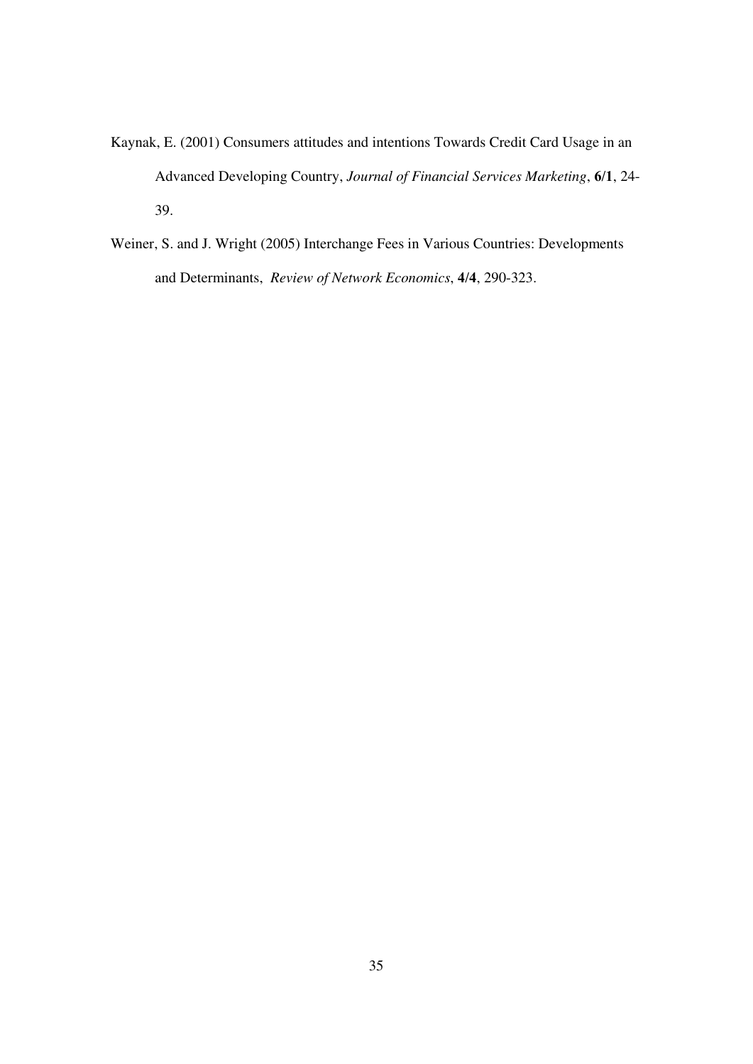Kaynak, E. (2001) Consumers attitudes and intentions Towards Credit Card Usage in an Advanced Developing Country, *Journal of Financial Services Marketing*, **6/1**, 24-39.

Weiner, S. and J. Wright (2005) Interchange Fees in Various Countries: Developments and Determinants, *Review of Network Economics*, **4/4**, 290-323.